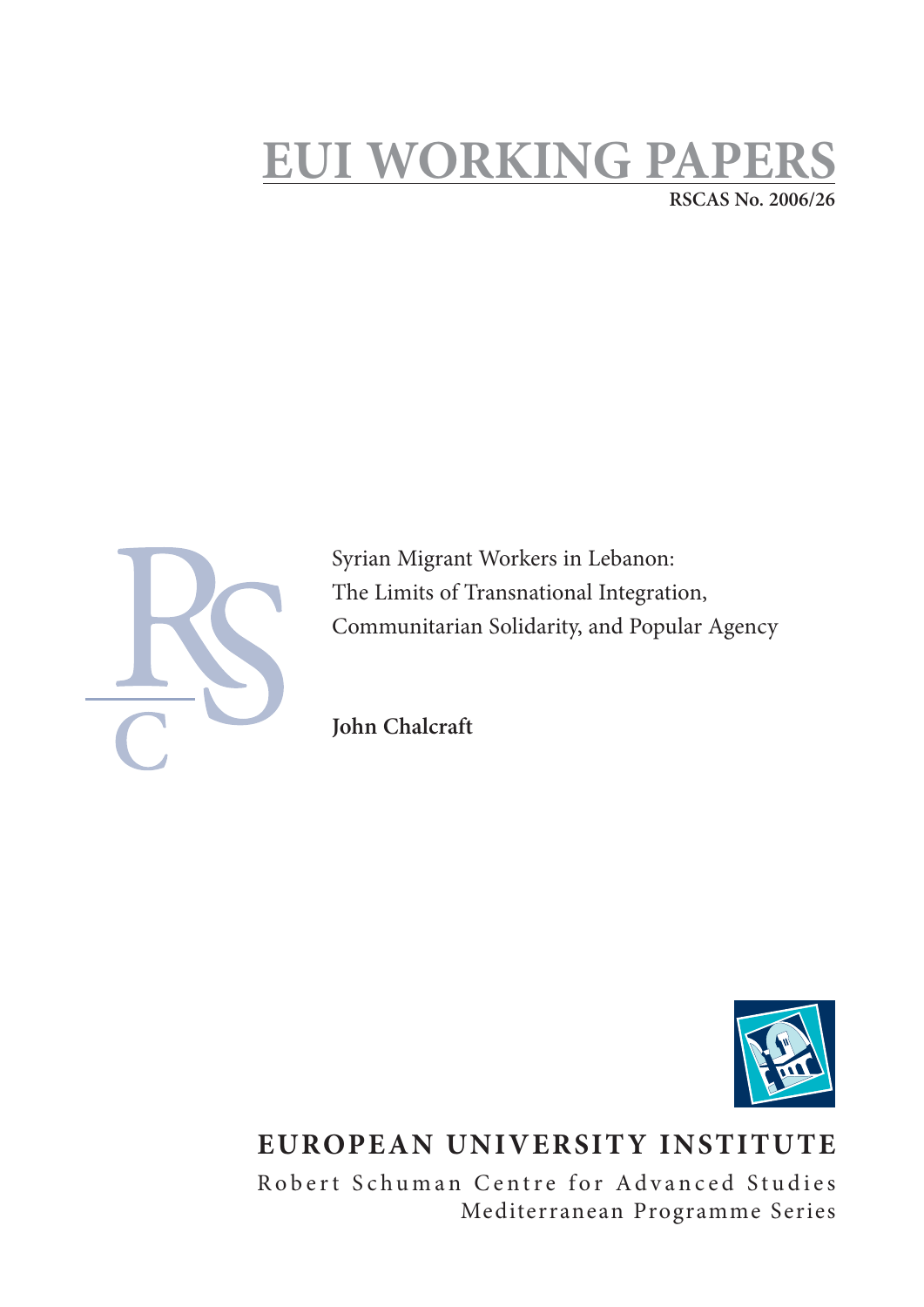# EUI WORKING PAPERS

RSCAS No. 2006/26

Syrian Migrant Workers in Lebanon:
The Limits of Transnational Integration,
Communitarian Solidarity, and Popular Agency

**John Chalcraft**

**EUROPEAN UNIVERSITY INSTITUTE**

Robert Schuman Centre for Advanced Studies
Mediterranean Programme Series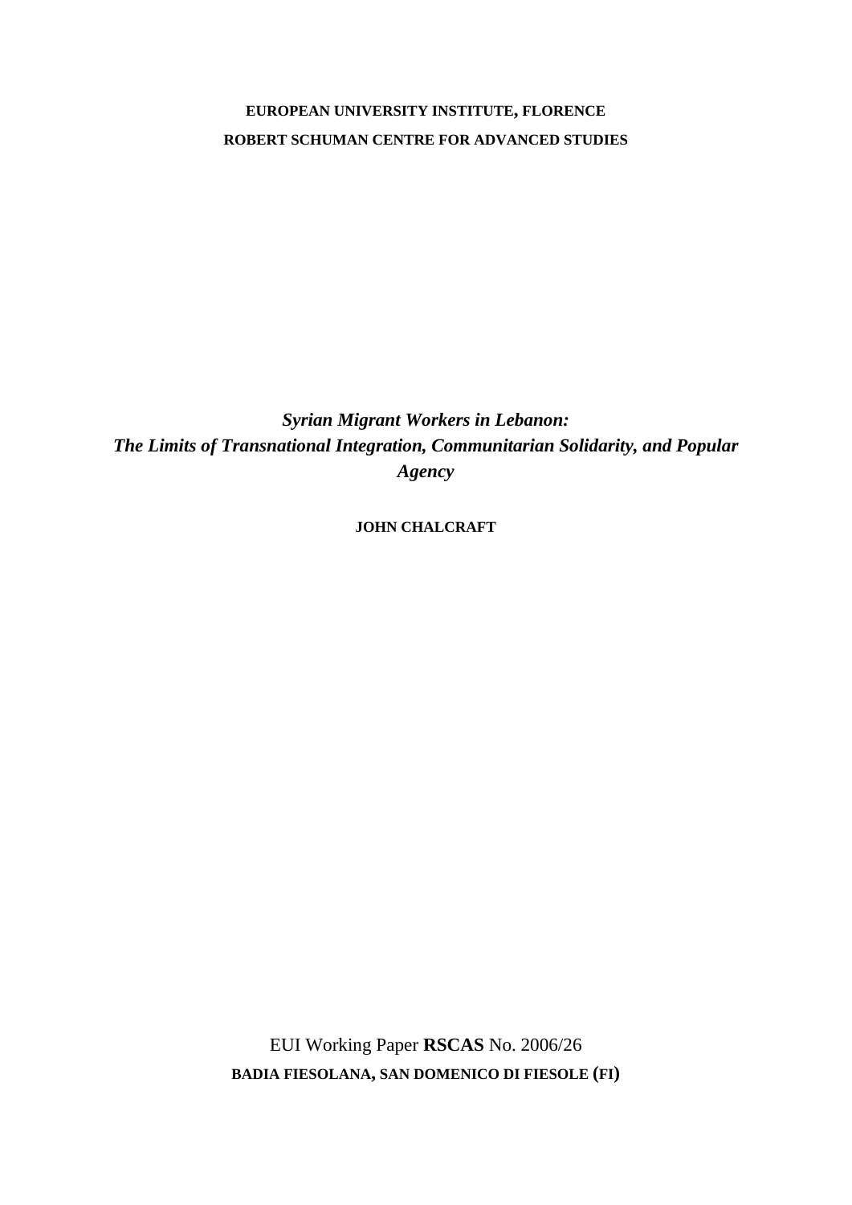**EUROPEAN UNIVERSITY INSTITUTE, FLORENCE**

**ROBERT SCHUMAN CENTRE FOR ADVANCED STUDIES**

# *Syrian Migrant Workers in Lebanon: The Limits of Transnational Integration, Communitarian Solidarity, and Popular Agency*

**JOHN CHALCRAFT**

EUI Working Paper **RSCAS** No. 2006/26

**BADIA FIESOLANA, SAN DOMENICO DI FIESOLE (FI)**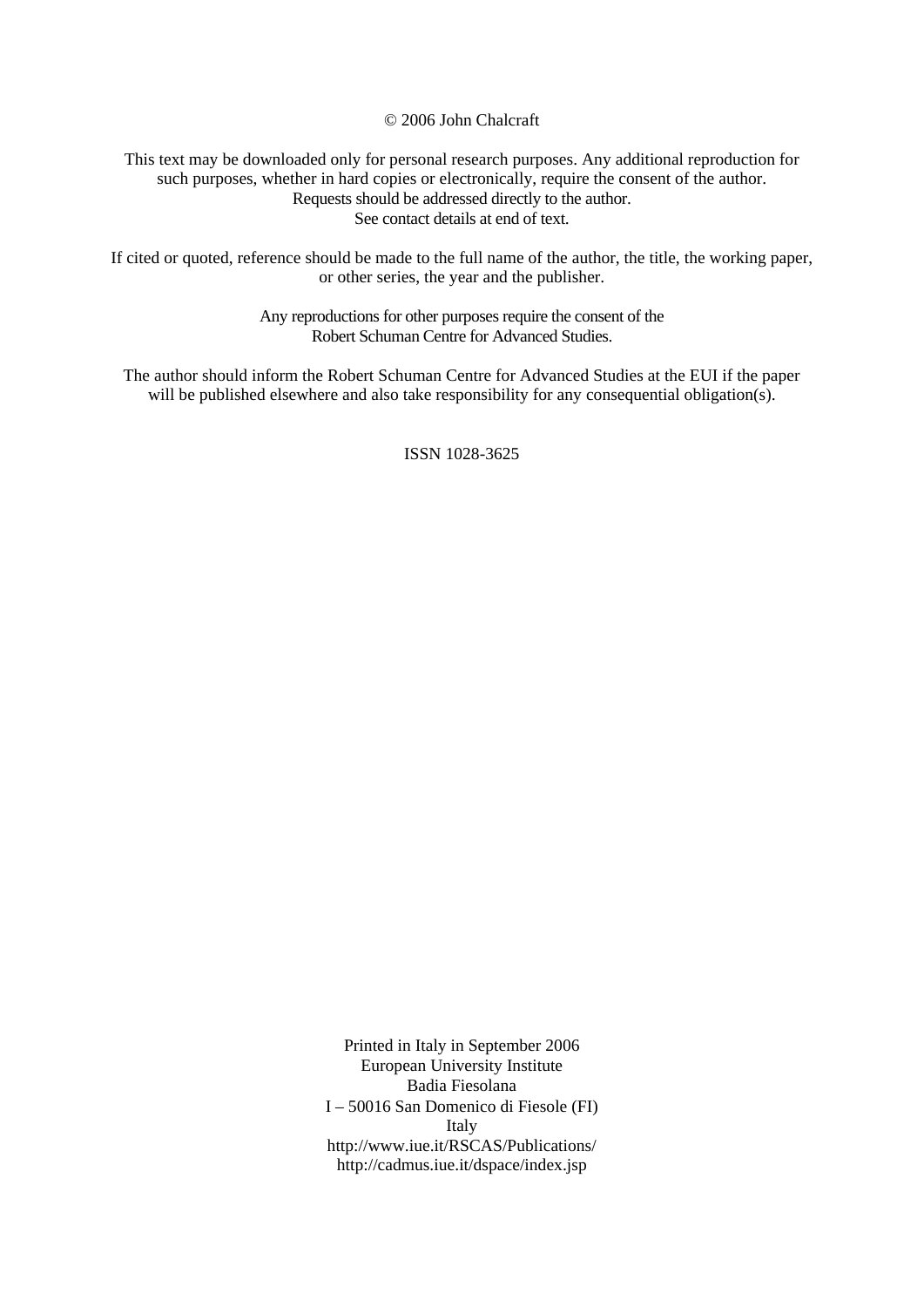© 2006 John Chalcraft

This text may be downloaded only for personal research purposes. Any additional reproduction for such purposes, whether in hard copies or electronically, require the consent of the author. Requests should be addressed directly to the author. See contact details at end of text.

If cited or quoted, reference should be made to the full name of the author, the title, the working paper, or other series, the year and the publisher.

Any reproductions for other purposes require the consent of the Robert Schuman Centre for Advanced Studies.

The author should inform the Robert Schuman Centre for Advanced Studies at the EUI if the paper will be published elsewhere and also take responsibility for any consequential obligation(s).

ISSN 1028-3625

Printed in Italy in September 2006
European University Institute
Badia Fiesolana
I – 50016 San Domenico di Fiesole (FI)
Italy
http://www.iue.it/RSCAS/Publications/
http://cadmus.iue.it/dspace/index.jsp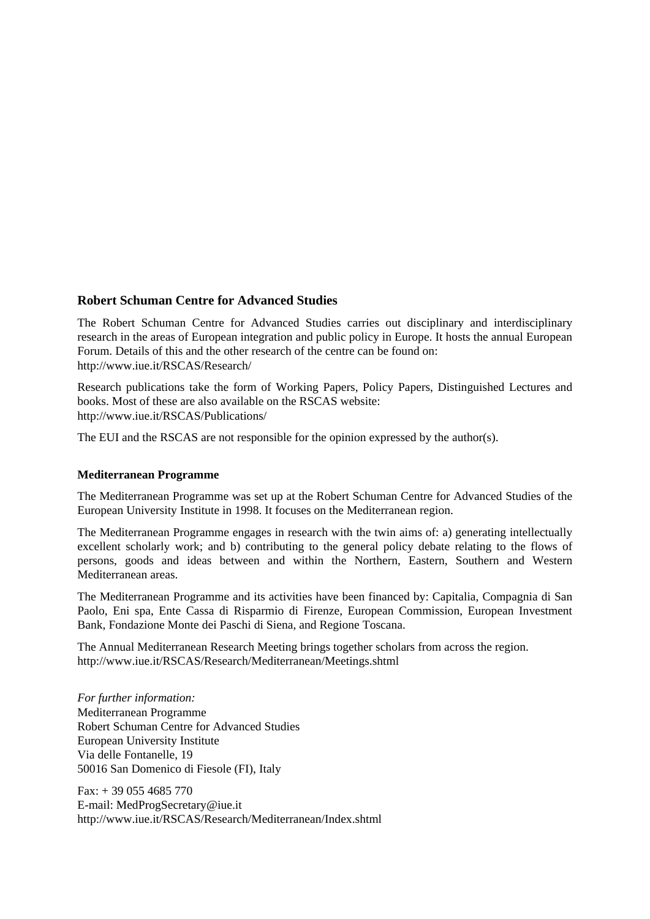## Robert Schuman Centre for Advanced Studies

The Robert Schuman Centre for Advanced Studies carries out disciplinary and interdisciplinary research in the areas of European integration and public policy in Europe. It hosts the annual European Forum. Details of this and the other research of the centre can be found on:
http://www.iue.it/RSCAS/Research/

Research publications take the form of Working Papers, Policy Papers, Distinguished Lectures and books. Most of these are also available on the RSCAS website:
http://www.iue.it/RSCAS/Publications/

The EUI and the RSCAS are not responsible for the opinion expressed by the author(s).

### Mediterranean Programme

The Mediterranean Programme was set up at the Robert Schuman Centre for Advanced Studies of the European University Institute in 1998. It focuses on the Mediterranean region.

The Mediterranean Programme engages in research with the twin aims of: a) generating intellectually excellent scholarly work; and b) contributing to the general policy debate relating to the flows of persons, goods and ideas between and within the Northern, Eastern, Southern and Western Mediterranean areas.

The Mediterranean Programme and its activities have been financed by: Capitalia, Compagnia di San Paolo, Eni spa, Ente Cassa di Risparmio di Firenze, European Commission, European Investment Bank, Fondazione Monte dei Paschi di Siena, and Regione Toscana.

The Annual Mediterranean Research Meeting brings together scholars from across the region.
http://www.iue.it/RSCAS/Research/Mediterranean/Meetings.shtml

*For further information:*
Mediterranean Programme
Robert Schuman Centre for Advanced Studies
European University Institute
Via delle Fontanelle, 19
50016 San Domenico di Fiesole (FI), Italy

Fax: + 39 055 4685 770
E-mail: MedProgSecretary@iue.it
http://www.iue.it/RSCAS/Research/Mediterranean/Index.shtml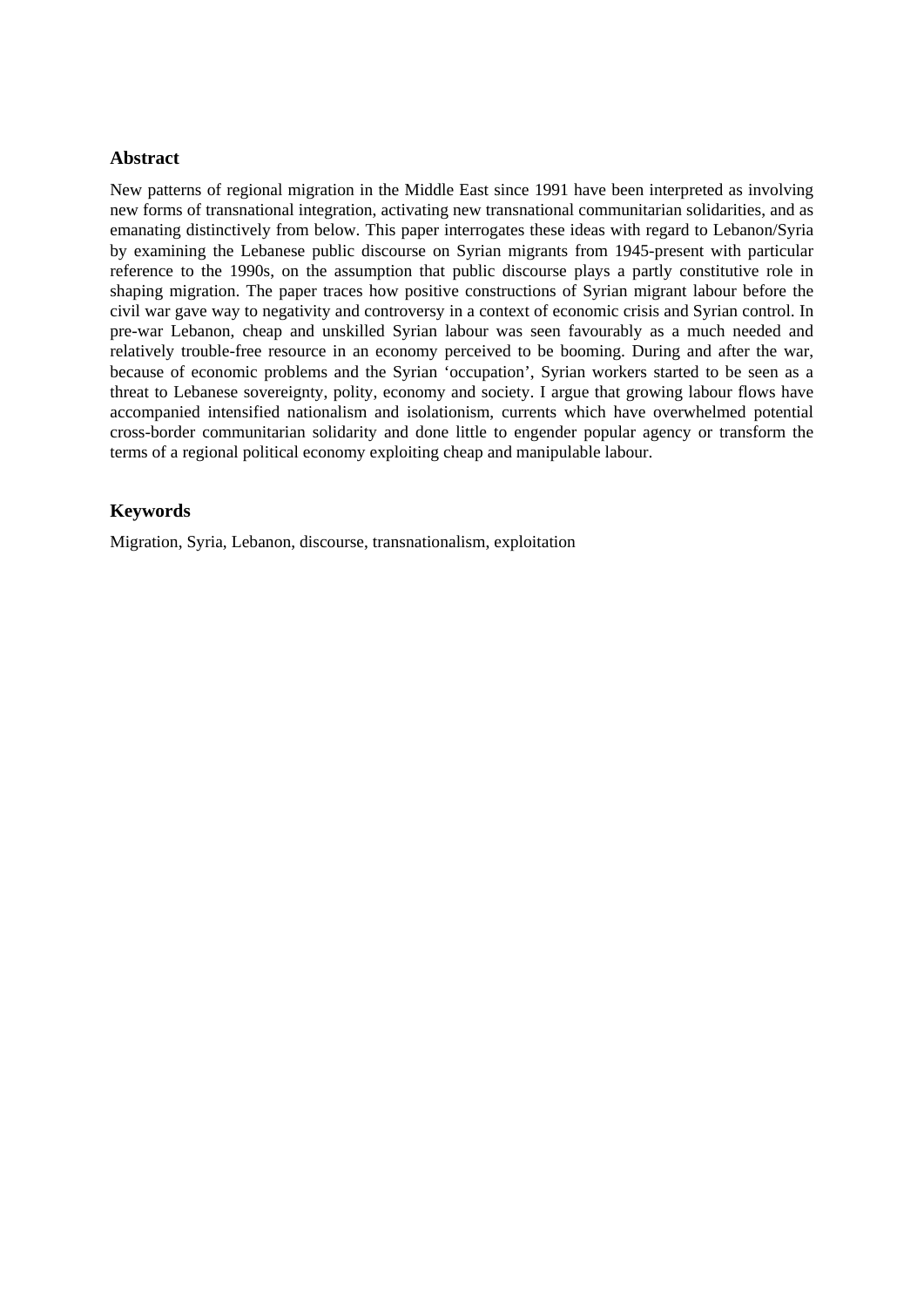## Abstract

New patterns of regional migration in the Middle East since 1991 have been interpreted as involving new forms of transnational integration, activating new transnational communitarian solidarities, and as emanating distinctively from below. This paper interrogates these ideas with regard to Lebanon/Syria by examining the Lebanese public discourse on Syrian migrants from 1945-present with particular reference to the 1990s, on the assumption that public discourse plays a partly constitutive role in shaping migration. The paper traces how positive constructions of Syrian migrant labour before the civil war gave way to negativity and controversy in a context of economic crisis and Syrian control. In pre-war Lebanon, cheap and unskilled Syrian labour was seen favourably as a much needed and relatively trouble-free resource in an economy perceived to be booming. During and after the war, because of economic problems and the Syrian 'occupation', Syrian workers started to be seen as a threat to Lebanese sovereignty, polity, economy and society. I argue that growing labour flows have accompanied intensified nationalism and isolationism, currents which have overwhelmed potential cross-border communitarian solidarity and done little to engender popular agency or transform the terms of a regional political economy exploiting cheap and manipulable labour.

## Keywords

Migration, Syria, Lebanon, discourse, transnationalism, exploitation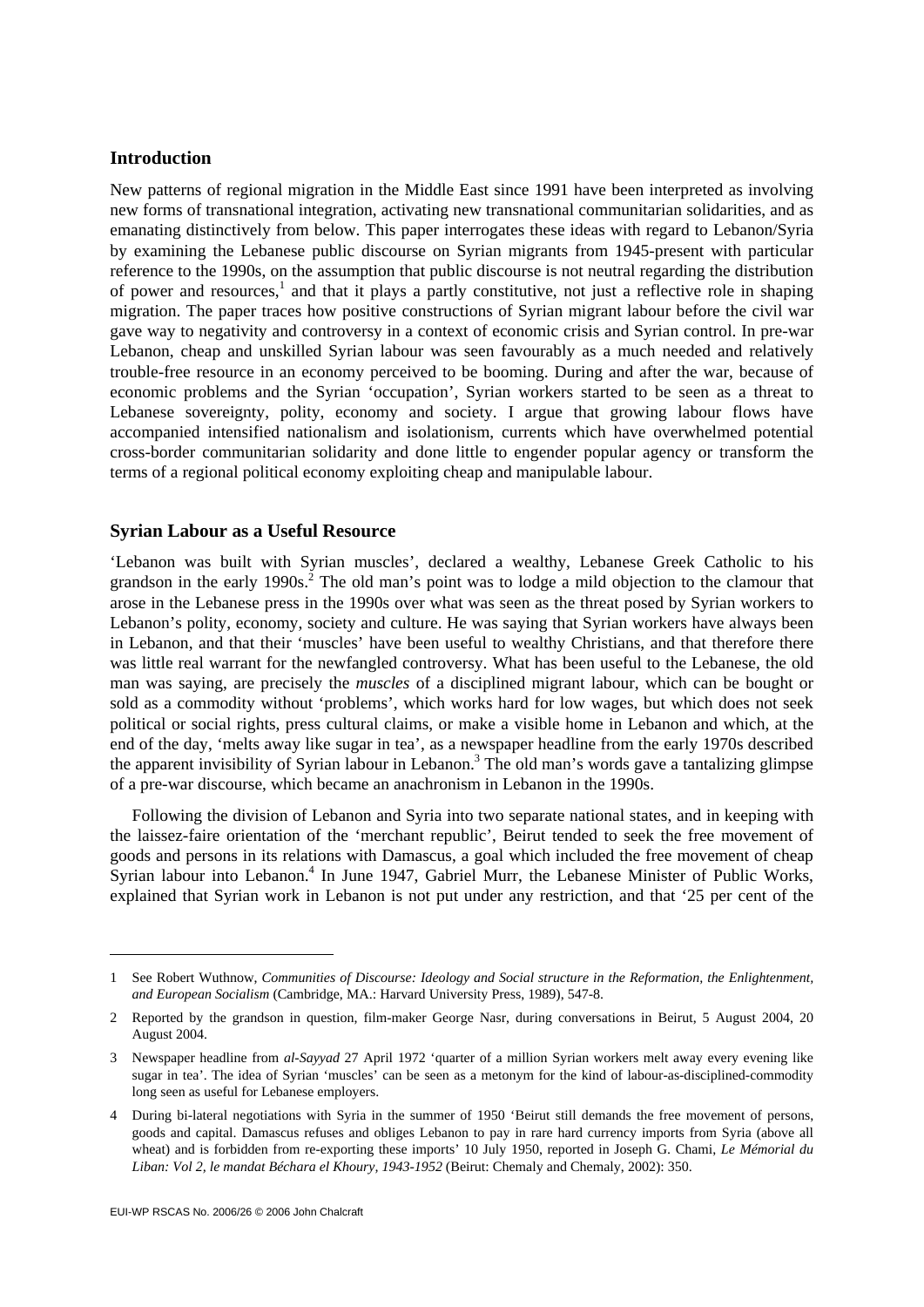## Introduction

New patterns of regional migration in the Middle East since 1991 have been interpreted as involving new forms of transnational integration, activating new transnational communitarian solidarities, and as emanating distinctively from below. This paper interrogates these ideas with regard to Lebanon/Syria by examining the Lebanese public discourse on Syrian migrants from 1945-present with particular reference to the 1990s, on the assumption that public discourse is not neutral regarding the distribution of power and resources,[1] and that it plays a partly constitutive, not just a reflective role in shaping migration. The paper traces how positive constructions of Syrian migrant labour before the civil war gave way to negativity and controversy in a context of economic crisis and Syrian control. In pre-war Lebanon, cheap and unskilled Syrian labour was seen favourably as a much needed and relatively trouble-free resource in an economy perceived to be booming. During and after the war, because of economic problems and the Syrian 'occupation', Syrian workers started to be seen as a threat to Lebanese sovereignty, polity, economy and society. I argue that growing labour flows have accompanied intensified nationalism and isolationism, currents which have overwhelmed potential cross-border communitarian solidarity and done little to engender popular agency or transform the terms of a regional political economy exploiting cheap and manipulable labour.

## Syrian Labour as a Useful Resource

'Lebanon was built with Syrian muscles', declared a wealthy, Lebanese Greek Catholic to his grandson in the early 1990s.[2] The old man's point was to lodge a mild objection to the clamour that arose in the Lebanese press in the 1990s over what was seen as the threat posed by Syrian workers to Lebanon's polity, economy, society and culture. He was saying that Syrian workers have always been in Lebanon, and that their 'muscles' have been useful to wealthy Christians, and that therefore there was little real warrant for the newfangled controversy. What has been useful to the Lebanese, the old man was saying, are precisely the *muscles* of a disciplined migrant labour, which can be bought or sold as a commodity without 'problems', which works hard for low wages, but which does not seek political or social rights, press cultural claims, or make a visible home in Lebanon and which, at the end of the day, 'melts away like sugar in tea', as a newspaper headline from the early 1970s described the apparent invisibility of Syrian labour in Lebanon.[3] The old man's words gave a tantalizing glimpse of a pre-war discourse, which became an anachronism in Lebanon in the 1990s.

Following the division of Lebanon and Syria into two separate national states, and in keeping with the laissez-faire orientation of the 'merchant republic', Beirut tended to seek the free movement of goods and persons in its relations with Damascus, a goal which included the free movement of cheap Syrian labour into Lebanon.[4] In June 1947, Gabriel Murr, the Lebanese Minister of Public Works, explained that Syrian work in Lebanon is not put under any restriction, and that '25 per cent of the

---

1 See Robert Wuthnow, *Communities of Discourse: Ideology and Social structure in the Reformation, the Enlightenment, and European Socialism* (Cambridge, MA.: Harvard University Press, 1989), 547-8.

2 Reported by the grandson in question, film-maker George Nasr, during conversations in Beirut, 5 August 2004, 20 August 2004.

3 Newspaper headline from *al-Sayyad* 27 April 1972 'quarter of a million Syrian workers melt away every evening like sugar in tea'. The idea of Syrian 'muscles' can be seen as a metonym for the kind of labour-as-disciplined-commodity long seen as useful for Lebanese employers.

4 During bi-lateral negotiations with Syria in the summer of 1950 'Beirut still demands the free movement of persons, goods and capital. Damascus refuses and obliges Lebanon to pay in rare hard currency imports from Syria (above all wheat) and is forbidden from re-exporting these imports' 10 July 1950, reported in Joseph G. Chami, *Le Mémorial du Liban: Vol 2, le mandat Béchara el Khoury, 1943-1952* (Beirut: Chemaly and Chemaly, 2002): 350.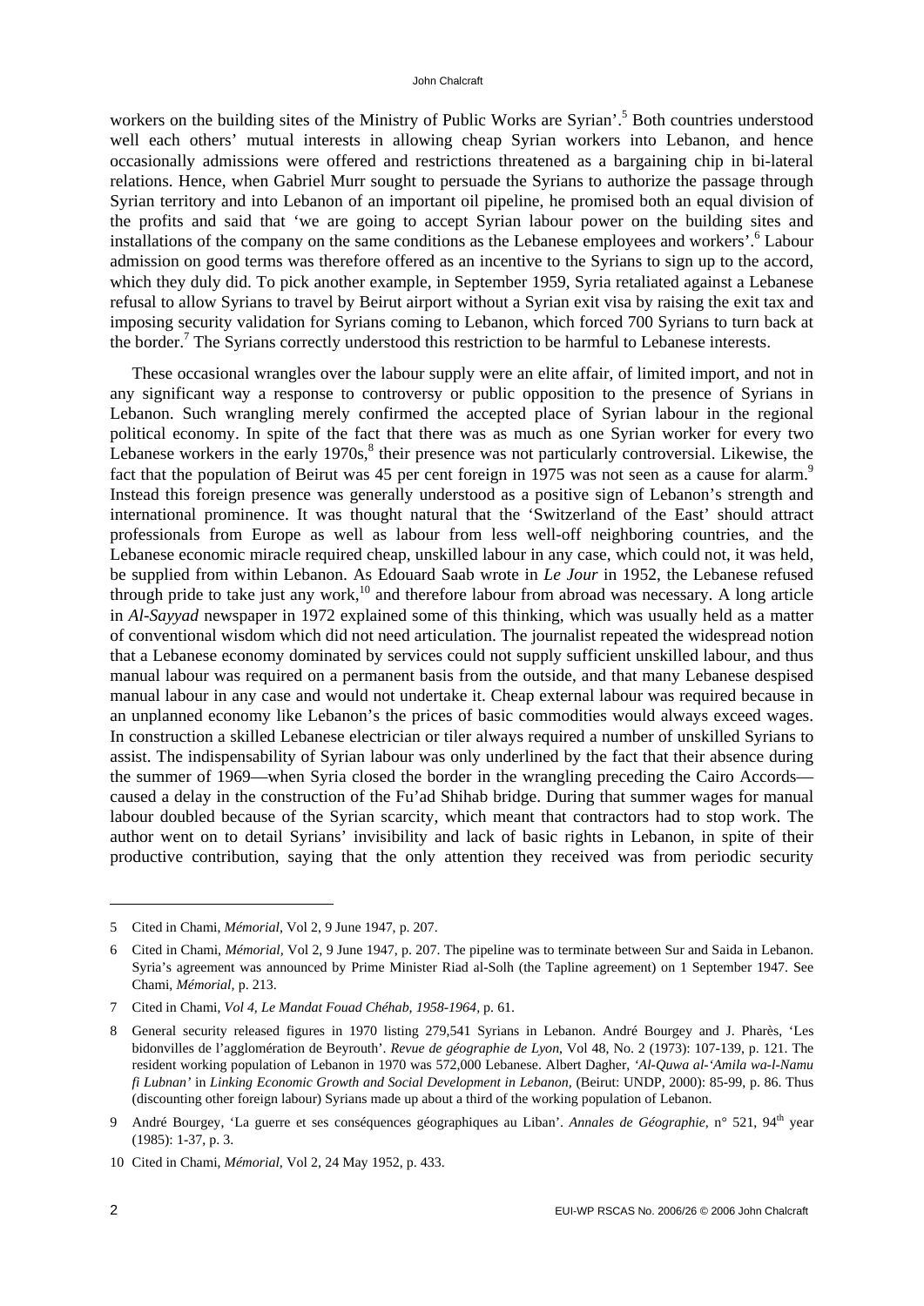workers on the building sites of the Ministry of Public Works are Syrian'.[5] Both countries understood well each others' mutual interests in allowing cheap Syrian workers into Lebanon, and hence occasionally admissions were offered and restrictions threatened as a bargaining chip in bi-lateral relations. Hence, when Gabriel Murr sought to persuade the Syrians to authorize the passage through Syrian territory and into Lebanon of an important oil pipeline, he promised both an equal division of the profits and said that 'we are going to accept Syrian labour power on the building sites and installations of the company on the same conditions as the Lebanese employees and workers'.[6] Labour admission on good terms was therefore offered as an incentive to the Syrians to sign up to the accord, which they duly did. To pick another example, in September 1959, Syria retaliated against a Lebanese refusal to allow Syrians to travel by Beirut airport without a Syrian exit visa by raising the exit tax and imposing security validation for Syrians coming to Lebanon, which forced 700 Syrians to turn back at the border.[7] The Syrians correctly understood this restriction to be harmful to Lebanese interests.

These occasional wrangles over the labour supply were an elite affair, of limited import, and not in any significant way a response to controversy or public opposition to the presence of Syrians in Lebanon. Such wrangling merely confirmed the accepted place of Syrian labour in the regional political economy. In spite of the fact that there was as much as one Syrian worker for every two Lebanese workers in the early 1970s,[8] their presence was not particularly controversial. Likewise, the fact that the population of Beirut was 45 per cent foreign in 1975 was not seen as a cause for alarm.[9] Instead this foreign presence was generally understood as a positive sign of Lebanon's strength and international prominence. It was thought natural that the 'Switzerland of the East' should attract professionals from Europe as well as labour from less well-off neighboring countries, and the Lebanese economic miracle required cheap, unskilled labour in any case, which could not, it was held, be supplied from within Lebanon. As Edouard Saab wrote in *Le Jour* in 1952, the Lebanese refused through pride to take just any work,[10] and therefore labour from abroad was necessary. A long article in *Al-Sayyad* newspaper in 1972 explained some of this thinking, which was usually held as a matter of conventional wisdom which did not need articulation. The journalist repeated the widespread notion that a Lebanese economy dominated by services could not supply sufficient unskilled labour, and thus manual labour was required on a permanent basis from the outside, and that many Lebanese despised manual labour in any case and would not undertake it. Cheap external labour was required because in an unplanned economy like Lebanon's the prices of basic commodities would always exceed wages. In construction a skilled Lebanese electrician or tiler always required a number of unskilled Syrians to assist. The indispensability of Syrian labour was only underlined by the fact that their absence during the summer of 1969—when Syria closed the border in the wrangling preceding the Cairo Accords—caused a delay in the construction of the Fu'ad Shihab bridge. During that summer wages for manual labour doubled because of the Syrian scarcity, which meant that contractors had to stop work. The author went on to detail Syrians' invisibility and lack of basic rights in Lebanon, in spite of their productive contribution, saying that the only attention they received was from periodic security

---

5 Cited in Chami, *Mémorial*, Vol 2, 9 June 1947, p. 207.

6 Cited in Chami, *Mémorial,* Vol 2, 9 June 1947, p. 207. The pipeline was to terminate between Sur and Saida in Lebanon. Syria's agreement was announced by Prime Minister Riad al-Solh (the Tapline agreement) on 1 September 1947. See Chami, *Mémorial,* p. 213.

7 Cited in Chami, *Vol 4, Le Mandat Fouad Chéhab, 1958-1964*, p. 61.

8 General security released figures in 1970 listing 279,541 Syrians in Lebanon. André Bourgey and J. Pharès, 'Les bidonvilles de l'agglomération de Beyrouth'. *Revue de géographie de Lyon*, Vol 48, No. 2 (1973): 107-139, p. 121. The resident working population of Lebanon in 1970 was 572,000 Lebanese. Albert Dagher, *'Al-Quwa al-'Amila wa-l-Namu fi Lubnan'* in *Linking Economic Growth and Social Development in Lebanon,* (Beirut: UNDP, 2000): 85-99, p. 86. Thus (discounting other foreign labour) Syrians made up about a third of the working population of Lebanon.

9 André Bourgey, 'La guerre et ses conséquences géographiques au Liban'. *Annales de Géographie,* n° 521, 94th year (1985): 1-37, p. 3.

10 Cited in Chami, *Mémorial,* Vol 2, 24 May 1952, p. 433.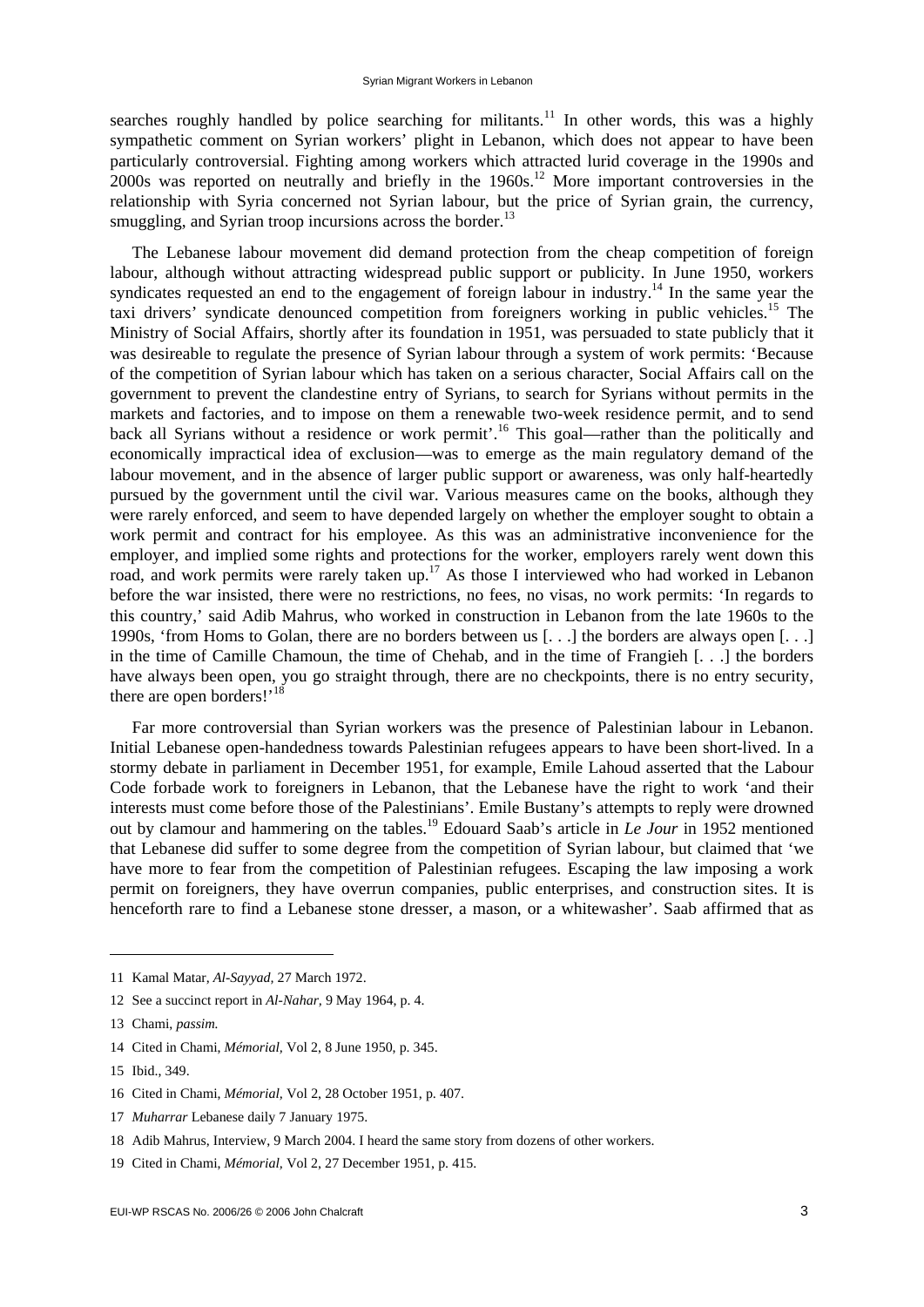searches roughly handled by police searching for militants.[11] In other words, this was a highly sympathetic comment on Syrian workers' plight in Lebanon, which does not appear to have been particularly controversial. Fighting among workers which attracted lurid coverage in the 1990s and 2000s was reported on neutrally and briefly in the 1960s.[12] More important controversies in the relationship with Syria concerned not Syrian labour, but the price of Syrian grain, the currency, smuggling, and Syrian troop incursions across the border.[13]

The Lebanese labour movement did demand protection from the cheap competition of foreign labour, although without attracting widespread public support or publicity. In June 1950, workers syndicates requested an end to the engagement of foreign labour in industry.[14] In the same year the taxi drivers' syndicate denounced competition from foreigners working in public vehicles.[15] The Ministry of Social Affairs, shortly after its foundation in 1951, was persuaded to state publicly that it was desireable to regulate the presence of Syrian labour through a system of work permits: 'Because of the competition of Syrian labour which has taken on a serious character, Social Affairs call on the government to prevent the clandestine entry of Syrians, to search for Syrians without permits in the markets and factories, and to impose on them a renewable two-week residence permit, and to send back all Syrians without a residence or work permit'.[16] This goal—rather than the politically and economically impractical idea of exclusion—was to emerge as the main regulatory demand of the labour movement, and in the absence of larger public support or awareness, was only half-heartedly pursued by the government until the civil war. Various measures came on the books, although they were rarely enforced, and seem to have depended largely on whether the employer sought to obtain a work permit and contract for his employee. As this was an administrative inconvenience for the employer, and implied some rights and protections for the worker, employers rarely went down this road, and work permits were rarely taken up.[17] As those I interviewed who had worked in Lebanon before the war insisted, there were no restrictions, no fees, no visas, no work permits: 'In regards to this country,' said Adib Mahrus, who worked in construction in Lebanon from the late 1960s to the 1990s, 'from Homs to Golan, there are no borders between us [. . .] the borders are always open [. . .] in the time of Camille Chamoun, the time of Chehab, and in the time of Frangieh [. . .] the borders have always been open, you go straight through, there are no checkpoints, there is no entry security, there are open borders!'[18]

Far more controversial than Syrian workers was the presence of Palestinian labour in Lebanon. Initial Lebanese open-handedness towards Palestinian refugees appears to have been short-lived. In a stormy debate in parliament in December 1951, for example, Emile Lahoud asserted that the Labour Code forbade work to foreigners in Lebanon, that the Lebanese have the right to work 'and their interests must come before those of the Palestinians'. Emile Bustany's attempts to reply were drowned out by clamour and hammering on the tables.[19] Edouard Saab's article in *Le Jour* in 1952 mentioned that Lebanese did suffer to some degree from the competition of Syrian labour, but claimed that 'we have more to fear from the competition of Palestinian refugees. Escaping the law imposing a work permit on foreigners, they have overrun companies, public enterprises, and construction sites. It is henceforth rare to find a Lebanese stone dresser, a mason, or a whitewasher'. Saab affirmed that as

---

11 Kamal Matar, *Al-Sayyad*, 27 March 1972.

12 See a succinct report in *Al-Nahar*, 9 May 1964, p. 4.

13 Chami, *passim.*

14 Cited in Chami, *Mémorial*, Vol 2, 8 June 1950, p. 345.

15 Ibid., 349.

16 Cited in Chami, *Mémorial*, Vol 2, 28 October 1951, p. 407.

17 *Muharrar* Lebanese daily 7 January 1975.

18 Adib Mahrus, Interview, 9 March 2004. I heard the same story from dozens of other workers.

19 Cited in Chami, *Mémorial*, Vol 2, 27 December 1951, p. 415.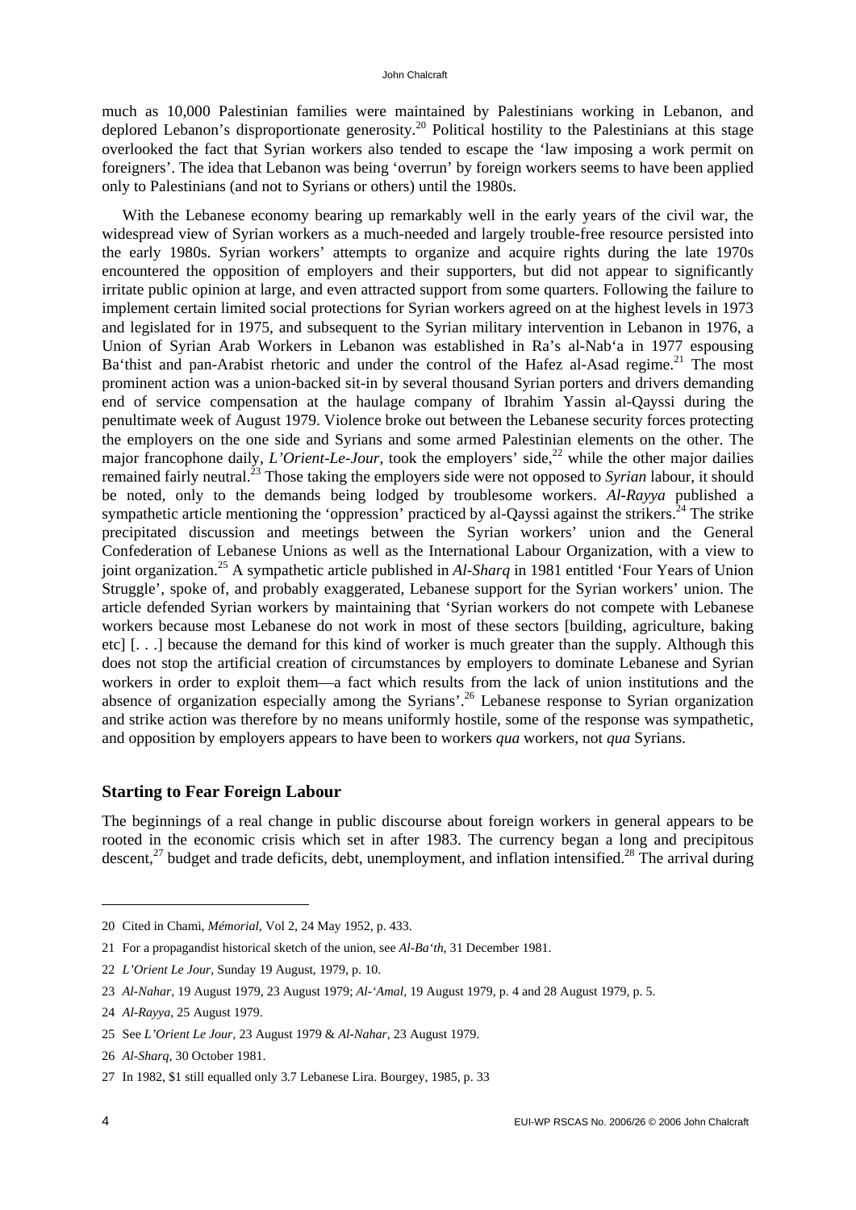much as 10,000 Palestinian families were maintained by Palestinians working in Lebanon, and deplored Lebanon's disproportionate generosity.[20] Political hostility to the Palestinians at this stage overlooked the fact that Syrian workers also tended to escape the 'law imposing a work permit on foreigners'. The idea that Lebanon was being 'overrun' by foreign workers seems to have been applied only to Palestinians (and not to Syrians or others) until the 1980s.

With the Lebanese economy bearing up remarkably well in the early years of the civil war, the widespread view of Syrian workers as a much-needed and largely trouble-free resource persisted into the early 1980s. Syrian workers' attempts to organize and acquire rights during the late 1970s encountered the opposition of employers and their supporters, but did not appear to significantly irritate public opinion at large, and even attracted support from some quarters. Following the failure to implement certain limited social protections for Syrian workers agreed on at the highest levels in 1973 and legislated for in 1975, and subsequent to the Syrian military intervention in Lebanon in 1976, a Union of Syrian Arab Workers in Lebanon was established in Ra's al-Nab'a in 1977 espousing Ba'thist and pan-Arabist rhetoric and under the control of the Hafez al-Asad regime.[21] The most prominent action was a union-backed sit-in by several thousand Syrian porters and drivers demanding end of service compensation at the haulage company of Ibrahim Yassin al-Qayssi during the penultimate week of August 1979. Violence broke out between the Lebanese security forces protecting the employers on the one side and Syrians and some armed Palestinian elements on the other. The major francophone daily, *L'Orient-Le-Jour*, took the employers' side,[22] while the other major dailies remained fairly neutral.[23] Those taking the employers side were not opposed to *Syrian* labour, it should be noted, only to the demands being lodged by troublesome workers. *Al-Rayya* published a sympathetic article mentioning the 'oppression' practiced by al-Qayssi against the strikers.[24] The strike precipitated discussion and meetings between the Syrian workers' union and the General Confederation of Lebanese Unions as well as the International Labour Organization, with a view to joint organization.[25] A sympathetic article published in *Al-Sharq* in 1981 entitled 'Four Years of Union Struggle', spoke of, and probably exaggerated, Lebanese support for the Syrian workers' union. The article defended Syrian workers by maintaining that 'Syrian workers do not compete with Lebanese workers because most Lebanese do not work in most of these sectors [building, agriculture, baking etc] [. . .] because the demand for this kind of worker is much greater than the supply. Although this does not stop the artificial creation of circumstances by employers to dominate Lebanese and Syrian workers in order to exploit them—a fact which results from the lack of union institutions and the absence of organization especially among the Syrians'.[26] Lebanese response to Syrian organization and strike action was therefore by no means uniformly hostile, some of the response was sympathetic, and opposition by employers appears to have been to workers *qua* workers, not *qua* Syrians.

### Starting to Fear Foreign Labour

The beginnings of a real change in public discourse about foreign workers in general appears to be rooted in the economic crisis which set in after 1983. The currency began a long and precipitous descent,[27] budget and trade deficits, debt, unemployment, and inflation intensified.[28] The arrival during

---

20 Cited in Chami, *Mémorial*, Vol 2, 24 May 1952, p. 433.

21 For a propagandist historical sketch of the union, see *Al-Ba'th*, 31 December 1981.

22 *L'Orient Le Jour*, Sunday 19 August, 1979, p. 10.

23 *Al-Nahar*, 19 August 1979, 23 August 1979; *Al-'Amal*, 19 August 1979, p. 4 and 28 August 1979, p. 5.

24 *Al-Rayya*, 25 August 1979.

25 See *L'Orient Le Jour*, 23 August 1979 & *Al-Nahar*, 23 August 1979.

26 *Al-Sharq*, 30 October 1981.

27 In 1982, $1 still equalled only 3.7 Lebanese Lira. Bourgey, 1985, p. 33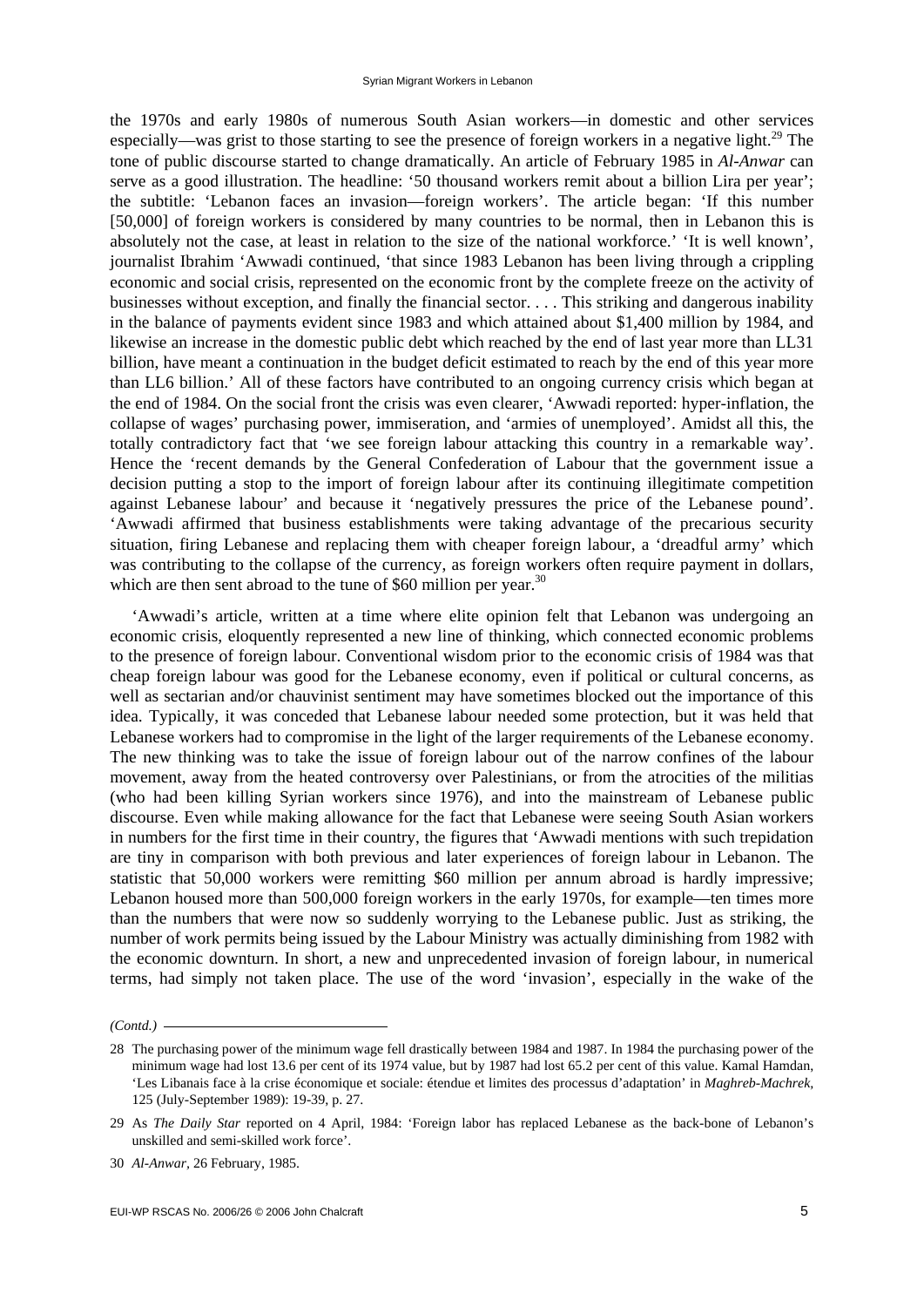the 1970s and early 1980s of numerous South Asian workers—in domestic and other services especially—was grist to those starting to see the presence of foreign workers in a negative light.[29] The tone of public discourse started to change dramatically. An article of February 1985 in *Al-Anwar* can serve as a good illustration. The headline: '50 thousand workers remit about a billion Lira per year'; the subtitle: 'Lebanon faces an invasion—foreign workers'. The article began: 'If this number [50,000] of foreign workers is considered by many countries to be normal, then in Lebanon this is absolutely not the case, at least in relation to the size of the national workforce.' 'It is well known', journalist Ibrahim 'Awwadi continued, 'that since 1983 Lebanon has been living through a crippling economic and social crisis, represented on the economic front by the complete freeze on the activity of businesses without exception, and finally the financial sector. . . . This striking and dangerous inability in the balance of payments evident since 1983 and which attained about $1,400 million by 1984, and likewise an increase in the domestic public debt which reached by the end of last year more than LL31 billion, have meant a continuation in the budget deficit estimated to reach by the end of this year more than LL6 billion.' All of these factors have contributed to an ongoing currency crisis which began at the end of 1984. On the social front the crisis was even clearer, 'Awwadi reported: hyper-inflation, the collapse of wages' purchasing power, immiseration, and 'armies of unemployed'. Amidst all this, the totally contradictory fact that 'we see foreign labour attacking this country in a remarkable way'. Hence the 'recent demands by the General Confederation of Labour that the government issue a decision putting a stop to the import of foreign labour after its continuing illegitimate competition against Lebanese labour' and because it 'negatively pressures the price of the Lebanese pound'. 'Awwadi affirmed that business establishments were taking advantage of the precarious security situation, firing Lebanese and replacing them with cheaper foreign labour, a 'dreadful army' which was contributing to the collapse of the currency, as foreign workers often require payment in dollars, which are then sent abroad to the tune of $60 million per year.[30]

'Awwadi's article, written at a time where elite opinion felt that Lebanon was undergoing an economic crisis, eloquently represented a new line of thinking, which connected economic problems to the presence of foreign labour. Conventional wisdom prior to the economic crisis of 1984 was that cheap foreign labour was good for the Lebanese economy, even if political or cultural concerns, as well as sectarian and/or chauvinist sentiment may have sometimes blocked out the importance of this idea. Typically, it was conceded that Lebanese labour needed some protection, but it was held that Lebanese workers had to compromise in the light of the larger requirements of the Lebanese economy. The new thinking was to take the issue of foreign labour out of the narrow confines of the labour movement, away from the heated controversy over Palestinians, or from the atrocities of the militias (who had been killing Syrian workers since 1976), and into the mainstream of Lebanese public discourse. Even while making allowance for the fact that Lebanese were seeing South Asian workers in numbers for the first time in their country, the figures that 'Awwadi mentions with such trepidation are tiny in comparison with both previous and later experiences of foreign labour in Lebanon. The statistic that 50,000 workers were remitting $60 million per annum abroad is hardly impressive; Lebanon housed more than 500,000 foreign workers in the early 1970s, for example—ten times more than the numbers that were now so suddenly worrying to the Lebanese public. Just as striking, the number of work permits being issued by the Labour Ministry was actually diminishing from 1982 with the economic downturn. In short, a new and unprecedented invasion of foreign labour, in numerical terms, had simply not taken place. The use of the word 'invasion', especially in the wake of the

*(Contd.)*

28 The purchasing power of the minimum wage fell drastically between 1984 and 1987. In 1984 the purchasing power of the minimum wage had lost 13.6 per cent of its 1974 value, but by 1987 had lost 65.2 per cent of this value. Kamal Hamdan, 'Les Libanais face à la crise économique et sociale: étendue et limites des processus d'adaptation' in *Maghreb-Machrek*, 125 (July-September 1989): 19-39, p. 27.

29 As *The Daily Star* reported on 4 April, 1984: 'Foreign labor has replaced Lebanese as the back-bone of Lebanon's unskilled and semi-skilled work force'.

30 *Al-Anwar*, 26 February, 1985.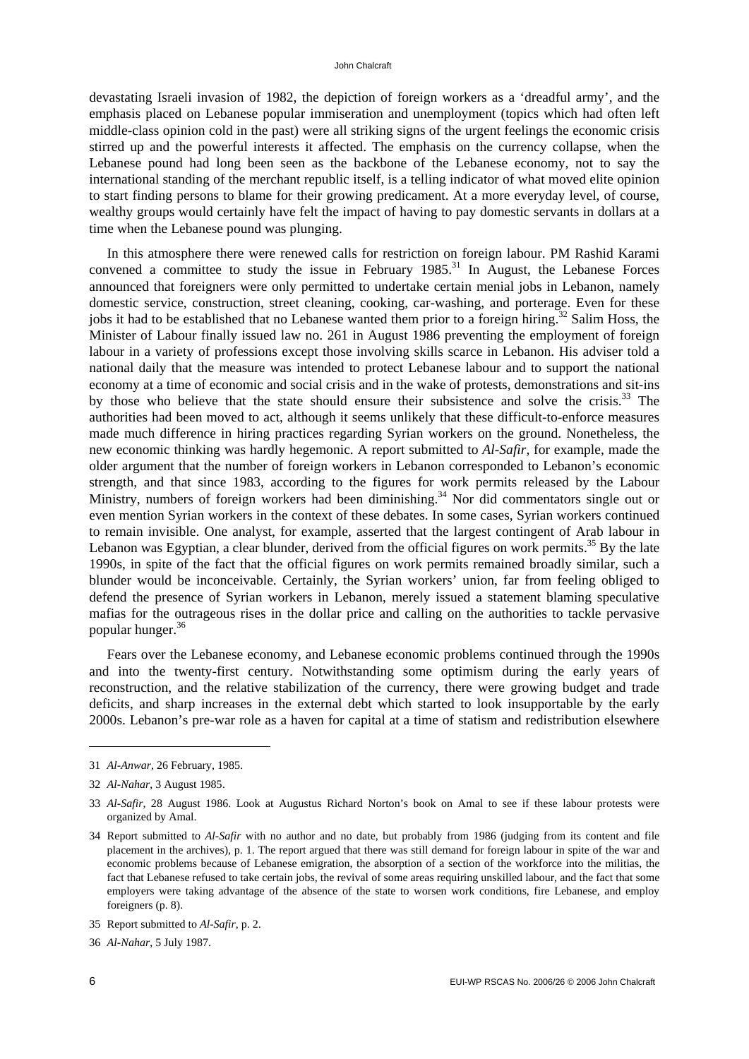devastating Israeli invasion of 1982, the depiction of foreign workers as a 'dreadful army', and the emphasis placed on Lebanese popular immiseration and unemployment (topics which had often left middle-class opinion cold in the past) were all striking signs of the urgent feelings the economic crisis stirred up and the powerful interests it affected. The emphasis on the currency collapse, when the Lebanese pound had long been seen as the backbone of the Lebanese economy, not to say the international standing of the merchant republic itself, is a telling indicator of what moved elite opinion to start finding persons to blame for their growing predicament. At a more everyday level, of course, wealthy groups would certainly have felt the impact of having to pay domestic servants in dollars at a time when the Lebanese pound was plunging.

In this atmosphere there were renewed calls for restriction on foreign labour. PM Rashid Karami convened a committee to study the issue in February 1985.[31] In August, the Lebanese Forces announced that foreigners were only permitted to undertake certain menial jobs in Lebanon, namely domestic service, construction, street cleaning, cooking, car-washing, and porterage. Even for these jobs it had to be established that no Lebanese wanted them prior to a foreign hiring.[32] Salim Hoss, the Minister of Labour finally issued law no. 261 in August 1986 preventing the employment of foreign labour in a variety of professions except those involving skills scarce in Lebanon. His adviser told a national daily that the measure was intended to protect Lebanese labour and to support the national economy at a time of economic and social crisis and in the wake of protests, demonstrations and sit-ins by those who believe that the state should ensure their subsistence and solve the crisis.[33] The authorities had been moved to act, although it seems unlikely that these difficult-to-enforce measures made much difference in hiring practices regarding Syrian workers on the ground. Nonetheless, the new economic thinking was hardly hegemonic. A report submitted to *Al-Safir*, for example, made the older argument that the number of foreign workers in Lebanon corresponded to Lebanon's economic strength, and that since 1983, according to the figures for work permits released by the Labour Ministry, numbers of foreign workers had been diminishing.[34] Nor did commentators single out or even mention Syrian workers in the context of these debates. In some cases, Syrian workers continued to remain invisible. One analyst, for example, asserted that the largest contingent of Arab labour in Lebanon was Egyptian, a clear blunder, derived from the official figures on work permits.[35] By the late 1990s, in spite of the fact that the official figures on work permits remained broadly similar, such a blunder would be inconceivable. Certainly, the Syrian workers' union, far from feeling obliged to defend the presence of Syrian workers in Lebanon, merely issued a statement blaming speculative mafias for the outrageous rises in the dollar price and calling on the authorities to tackle pervasive popular hunger.[36]

Fears over the Lebanese economy, and Lebanese economic problems continued through the 1990s and into the twenty-first century. Notwithstanding some optimism during the early years of reconstruction, and the relative stabilization of the currency, there were growing budget and trade deficits, and sharp increases in the external debt which started to look insupportable by the early 2000s. Lebanon's pre-war role as a haven for capital at a time of statism and redistribution elsewhere

---

31 *Al-Anwar*, 26 February, 1985.

32 *Al-Nahar*, 3 August 1985.

33 *Al-Safir*, 28 August 1986. Look at Augustus Richard Norton's book on Amal to see if these labour protests were organized by Amal.

34 Report submitted to *Al-Safir* with no author and no date, but probably from 1986 (judging from its content and file placement in the archives), p. 1. The report argued that there was still demand for foreign labour in spite of the war and economic problems because of Lebanese emigration, the absorption of a section of the workforce into the militias, the fact that Lebanese refused to take certain jobs, the revival of some areas requiring unskilled labour, and the fact that some employers were taking advantage of the absence of the state to worsen work conditions, fire Lebanese, and employ foreigners (p. 8).

35 Report submitted to *Al-Safir*, p. 2.

36 *Al-Nahar*, 5 July 1987.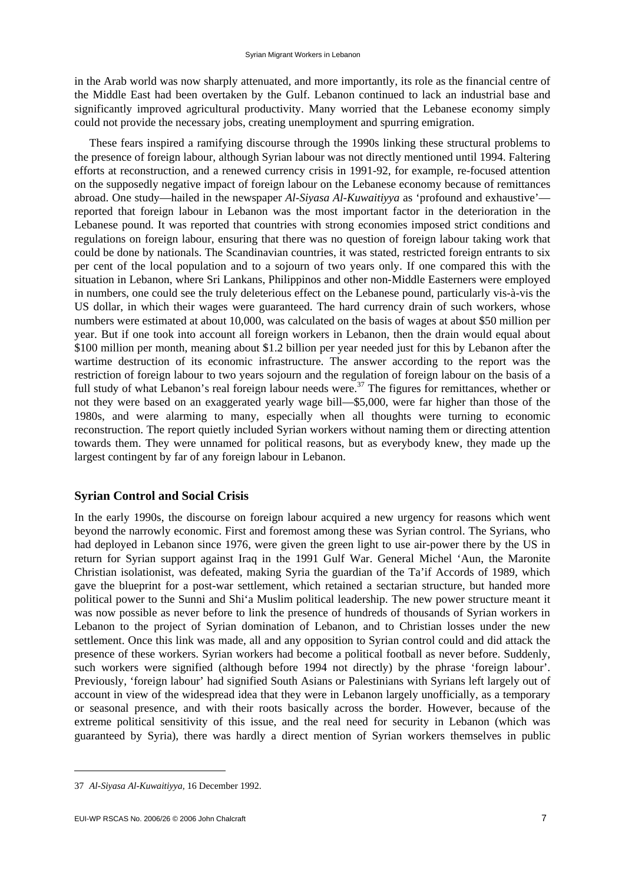in the Arab world was now sharply attenuated, and more importantly, its role as the financial centre of the Middle East had been overtaken by the Gulf. Lebanon continued to lack an industrial base and significantly improved agricultural productivity. Many worried that the Lebanese economy simply could not provide the necessary jobs, creating unemployment and spurring emigration.

These fears inspired a ramifying discourse through the 1990s linking these structural problems to the presence of foreign labour, although Syrian labour was not directly mentioned until 1994. Faltering efforts at reconstruction, and a renewed currency crisis in 1991-92, for example, re-focused attention on the supposedly negative impact of foreign labour on the Lebanese economy because of remittances abroad. One study—hailed in the newspaper *Al-Siyasa Al-Kuwaitiyya* as 'profound and exhaustive'—reported that foreign labour in Lebanon was the most important factor in the deterioration in the Lebanese pound. It was reported that countries with strong economies imposed strict conditions and regulations on foreign labour, ensuring that there was no question of foreign labour taking work that could be done by nationals. The Scandinavian countries, it was stated, restricted foreign entrants to six per cent of the local population and to a sojourn of two years only. If one compared this with the situation in Lebanon, where Sri Lankans, Philippinos and other non-Middle Easterners were employed in numbers, one could see the truly deleterious effect on the Lebanese pound, particularly vis-à-vis the US dollar, in which their wages were guaranteed. The hard currency drain of such workers, whose numbers were estimated at about 10,000, was calculated on the basis of wages at about $50 million per year. But if one took into account all foreign workers in Lebanon, then the drain would equal about $100 million per month, meaning about $1.2 billion per year needed just for this by Lebanon after the wartime destruction of its economic infrastructure. The answer according to the report was the restriction of foreign labour to two years sojourn and the regulation of foreign labour on the basis of a full study of what Lebanon's real foreign labour needs were.[37] The figures for remittances, whether or not they were based on an exaggerated yearly wage bill—$5,000, were far higher than those of the 1980s, and were alarming to many, especially when all thoughts were turning to economic reconstruction. The report quietly included Syrian workers without naming them or directing attention towards them. They were unnamed for political reasons, but as everybody knew, they made up the largest contingent by far of any foreign labour in Lebanon.

## Syrian Control and Social Crisis

In the early 1990s, the discourse on foreign labour acquired a new urgency for reasons which went beyond the narrowly economic. First and foremost among these was Syrian control. The Syrians, who had deployed in Lebanon since 1976, were given the green light to use air-power there by the US in return for Syrian support against Iraq in the 1991 Gulf War. General Michel 'Aun, the Maronite Christian isolationist, was defeated, making Syria the guardian of the Ta'if Accords of 1989, which gave the blueprint for a post-war settlement, which retained a sectarian structure, but handed more political power to the Sunni and Shi'a Muslim political leadership. The new power structure meant it was now possible as never before to link the presence of hundreds of thousands of Syrian workers in Lebanon to the project of Syrian domination of Lebanon, and to Christian losses under the new settlement. Once this link was made, all and any opposition to Syrian control could and did attack the presence of these workers. Syrian workers had become a political football as never before. Suddenly, such workers were signified (although before 1994 not directly) by the phrase 'foreign labour'. Previously, 'foreign labour' had signified South Asians or Palestinians with Syrians left largely out of account in view of the widespread idea that they were in Lebanon largely unofficially, as a temporary or seasonal presence, and with their roots basically across the border. However, because of the extreme political sensitivity of this issue, and the real need for security in Lebanon (which was guaranteed by Syria), there was hardly a direct mention of Syrian workers themselves in public

---

37 *Al-Siyasa Al-Kuwaitiyya,* 16 December 1992.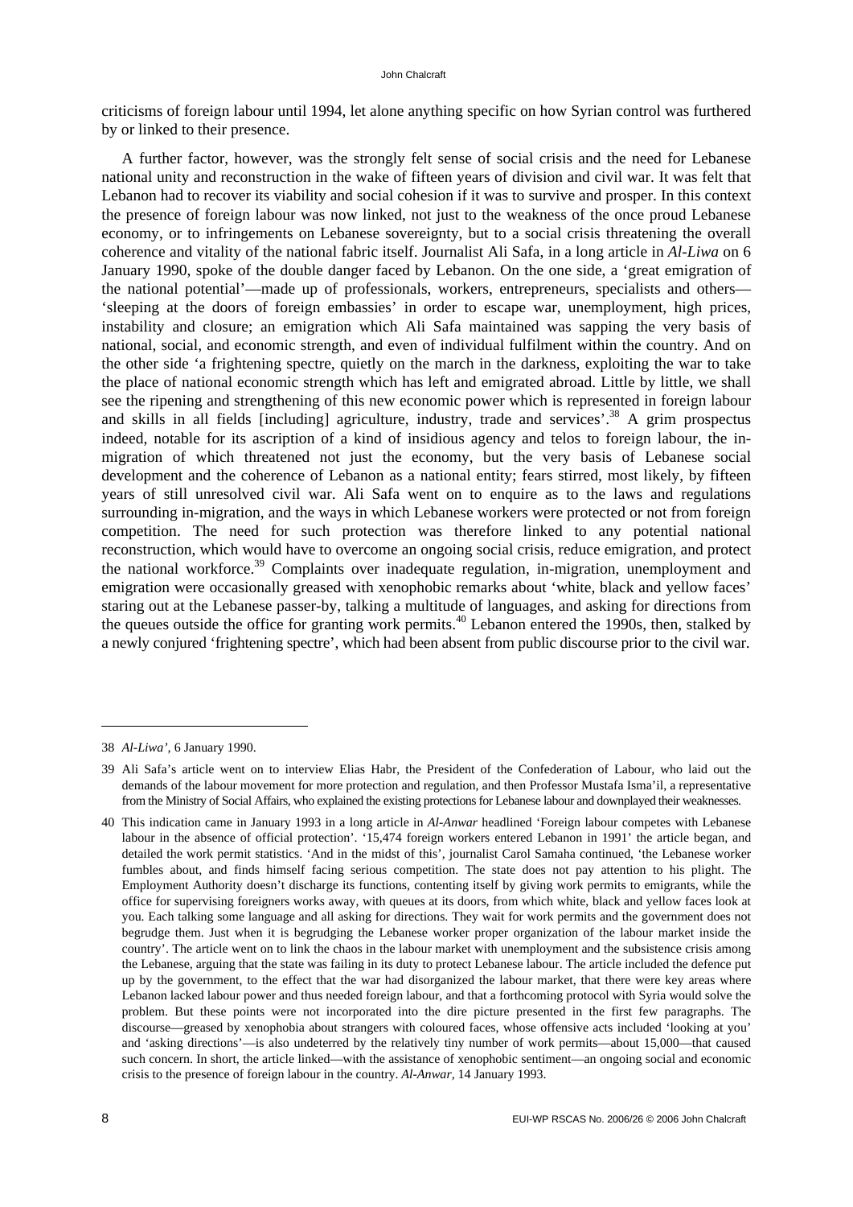criticisms of foreign labour until 1994, let alone anything specific on how Syrian control was furthered by or linked to their presence.

A further factor, however, was the strongly felt sense of social crisis and the need for Lebanese national unity and reconstruction in the wake of fifteen years of division and civil war. It was felt that Lebanon had to recover its viability and social cohesion if it was to survive and prosper. In this context the presence of foreign labour was now linked, not just to the weakness of the once proud Lebanese economy, or to infringements on Lebanese sovereignty, but to a social crisis threatening the overall coherence and vitality of the national fabric itself. Journalist Ali Safa, in a long article in *Al-Liwa* on 6 January 1990, spoke of the double danger faced by Lebanon. On the one side, a 'great emigration of the national potential'—made up of professionals, workers, entrepreneurs, specialists and others—'sleeping at the doors of foreign embassies' in order to escape war, unemployment, high prices, instability and closure; an emigration which Ali Safa maintained was sapping the very basis of national, social, and economic strength, and even of individual fulfilment within the country. And on the other side 'a frightening spectre, quietly on the march in the darkness, exploiting the war to take the place of national economic strength which has left and emigrated abroad. Little by little, we shall see the ripening and strengthening of this new economic power which is represented in foreign labour and skills in all fields [including] agriculture, industry, trade and services'.[38] A grim prospectus indeed, notable for its ascription of a kind of insidious agency and telos to foreign labour, the in-migration of which threatened not just the economy, but the very basis of Lebanese social development and the coherence of Lebanon as a national entity; fears stirred, most likely, by fifteen years of still unresolved civil war. Ali Safa went on to enquire as to the laws and regulations surrounding in-migration, and the ways in which Lebanese workers were protected or not from foreign competition. The need for such protection was therefore linked to any potential national reconstruction, which would have to overcome an ongoing social crisis, reduce emigration, and protect the national workforce.[39] Complaints over inadequate regulation, in-migration, unemployment and emigration were occasionally greased with xenophobic remarks about 'white, black and yellow faces' staring out at the Lebanese passer-by, talking a multitude of languages, and asking for directions from the queues outside the office for granting work permits.[40] Lebanon entered the 1990s, then, stalked by a newly conjured 'frightening spectre', which had been absent from public discourse prior to the civil war.

---

38 *Al-Liwa'*, 6 January 1990.

39 Ali Safa's article went on to interview Elias Habr, the President of the Confederation of Labour, who laid out the demands of the labour movement for more protection and regulation, and then Professor Mustafa Isma'il, a representative from the Ministry of Social Affairs, who explained the existing protections for Lebanese labour and downplayed their weaknesses.

40 This indication came in January 1993 in a long article in *Al-Anwar* headlined 'Foreign labour competes with Lebanese labour in the absence of official protection'. '15,474 foreign workers entered Lebanon in 1991' the article began, and detailed the work permit statistics. 'And in the midst of this', journalist Carol Samaha continued, 'the Lebanese worker fumbles about, and finds himself facing serious competition. The state does not pay attention to his plight. The Employment Authority doesn't discharge its functions, contenting itself by giving work permits to emigrants, while the office for supervising foreigners works away, with queues at its doors, from which white, black and yellow faces look at you. Each talking some language and all asking for directions. They wait for work permits and the government does not begrudge them. Just when it is begrudging the Lebanese worker proper organization of the labour market inside the country'. The article went on to link the chaos in the labour market with unemployment and the subsistence crisis among the Lebanese, arguing that the state was failing in its duty to protect Lebanese labour. The article included the defence put up by the government, to the effect that the war had disorganized the labour market, that there were key areas where Lebanon lacked labour power and thus needed foreign labour, and that a forthcoming protocol with Syria would solve the problem. But these points were not incorporated into the dire picture presented in the first few paragraphs. The discourse—greased by xenophobia about strangers with coloured faces, whose offensive acts included 'looking at you' and 'asking directions'—is also undeterred by the relatively tiny number of work permits—about 15,000—that caused such concern. In short, the article linked—with the assistance of xenophobic sentiment—an ongoing social and economic crisis to the presence of foreign labour in the country. *Al-Anwar,* 14 January 1993.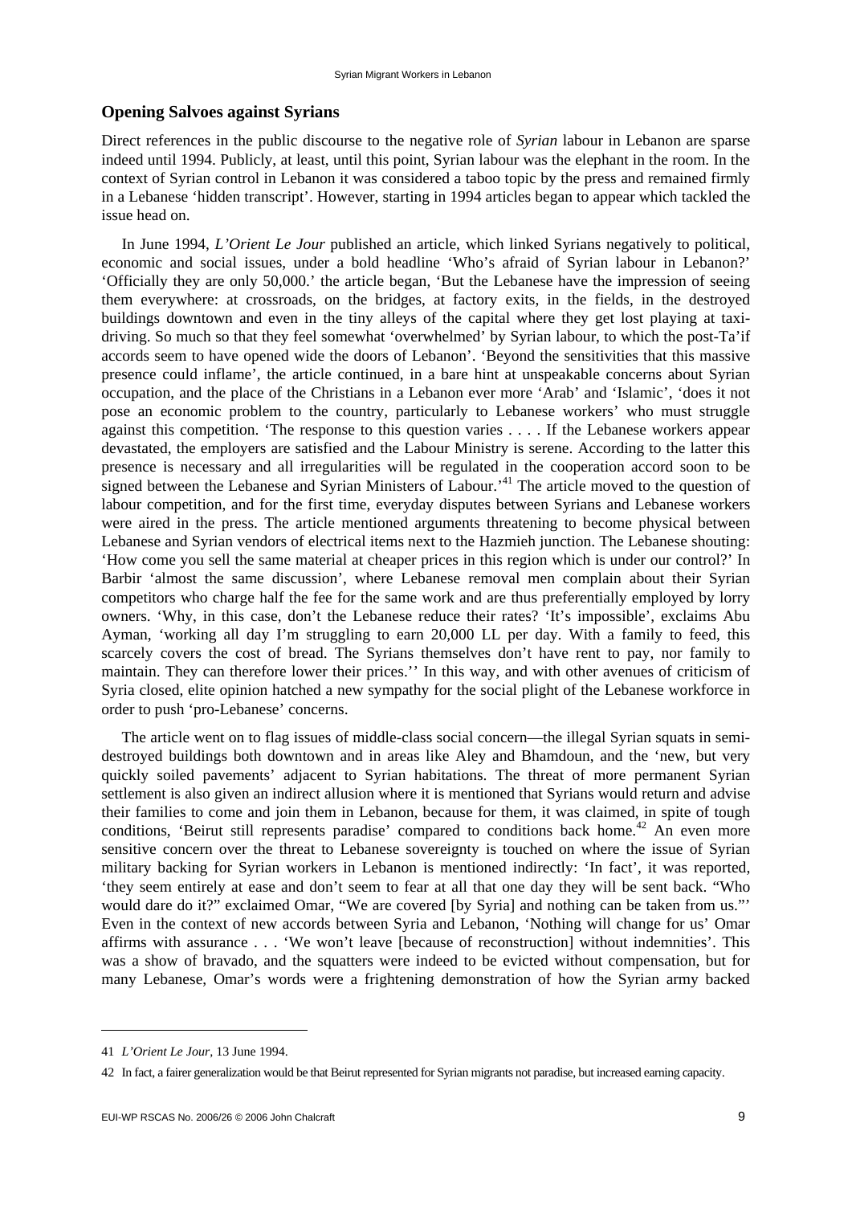## Opening Salvoes against Syrians

Direct references in the public discourse to the negative role of *Syrian* labour in Lebanon are sparse indeed until 1994. Publicly, at least, until this point, Syrian labour was the elephant in the room. In the context of Syrian control in Lebanon it was considered a taboo topic by the press and remained firmly in a Lebanese 'hidden transcript'. However, starting in 1994 articles began to appear which tackled the issue head on.

In June 1994, *L'Orient Le Jour* published an article, which linked Syrians negatively to political, economic and social issues, under a bold headline 'Who's afraid of Syrian labour in Lebanon?' 'Officially they are only 50,000.' the article began, 'But the Lebanese have the impression of seeing them everywhere: at crossroads, on the bridges, at factory exits, in the fields, in the destroyed buildings downtown and even in the tiny alleys of the capital where they get lost playing at taxi-driving. So much so that they feel somewhat 'overwhelmed' by Syrian labour, to which the post-Ta'if accords seem to have opened wide the doors of Lebanon'. 'Beyond the sensitivities that this massive presence could inflame', the article continued, in a bare hint at unspeakable concerns about Syrian occupation, and the place of the Christians in a Lebanon ever more 'Arab' and 'Islamic', 'does it not pose an economic problem to the country, particularly to Lebanese workers' who must struggle against this competition. 'The response to this question varies . . . . If the Lebanese workers appear devastated, the employers are satisfied and the Labour Ministry is serene. According to the latter this presence is necessary and all irregularities will be regulated in the cooperation accord soon to be signed between the Lebanese and Syrian Ministers of Labour.'[41] The article moved to the question of labour competition, and for the first time, everyday disputes between Syrians and Lebanese workers were aired in the press. The article mentioned arguments threatening to become physical between Lebanese and Syrian vendors of electrical items next to the Hazmieh junction. The Lebanese shouting: 'How come you sell the same material at cheaper prices in this region which is under our control?' In Barbir 'almost the same discussion', where Lebanese removal men complain about their Syrian competitors who charge half the fee for the same work and are thus preferentially employed by lorry owners. 'Why, in this case, don't the Lebanese reduce their rates? 'It's impossible', exclaims Abu Ayman, 'working all day I'm struggling to earn 20,000 LL per day. With a family to feed, this scarcely covers the cost of bread. The Syrians themselves don't have rent to pay, nor family to maintain. They can therefore lower their prices.'' In this way, and with other avenues of criticism of Syria closed, elite opinion hatched a new sympathy for the social plight of the Lebanese workforce in order to push 'pro-Lebanese' concerns.

The article went on to flag issues of middle-class social concern—the illegal Syrian squats in semi-destroyed buildings both downtown and in areas like Aley and Bhamdoun, and the 'new, but very quickly soiled pavements' adjacent to Syrian habitations. The threat of more permanent Syrian settlement is also given an indirect allusion where it is mentioned that Syrians would return and advise their families to come and join them in Lebanon, because for them, it was claimed, in spite of tough conditions, 'Beirut still represents paradise' compared to conditions back home.[42] An even more sensitive concern over the threat to Lebanese sovereignty is touched on where the issue of Syrian military backing for Syrian workers in Lebanon is mentioned indirectly: 'In fact', it was reported, 'they seem entirely at ease and don't seem to fear at all that one day they will be sent back. "Who would dare do it?" exclaimed Omar, "We are covered [by Syria] and nothing can be taken from us."' Even in the context of new accords between Syria and Lebanon, 'Nothing will change for us' Omar affirms with assurance . . . 'We won't leave [because of reconstruction] without indemnities'. This was a show of bravado, and the squatters were indeed to be evicted without compensation, but for many Lebanese, Omar's words were a frightening demonstration of how the Syrian army backed

41 *L'Orient Le Jour*, 13 June 1994.

42 In fact, a fairer generalization would be that Beirut represented for Syrian migrants not paradise, but increased earning capacity.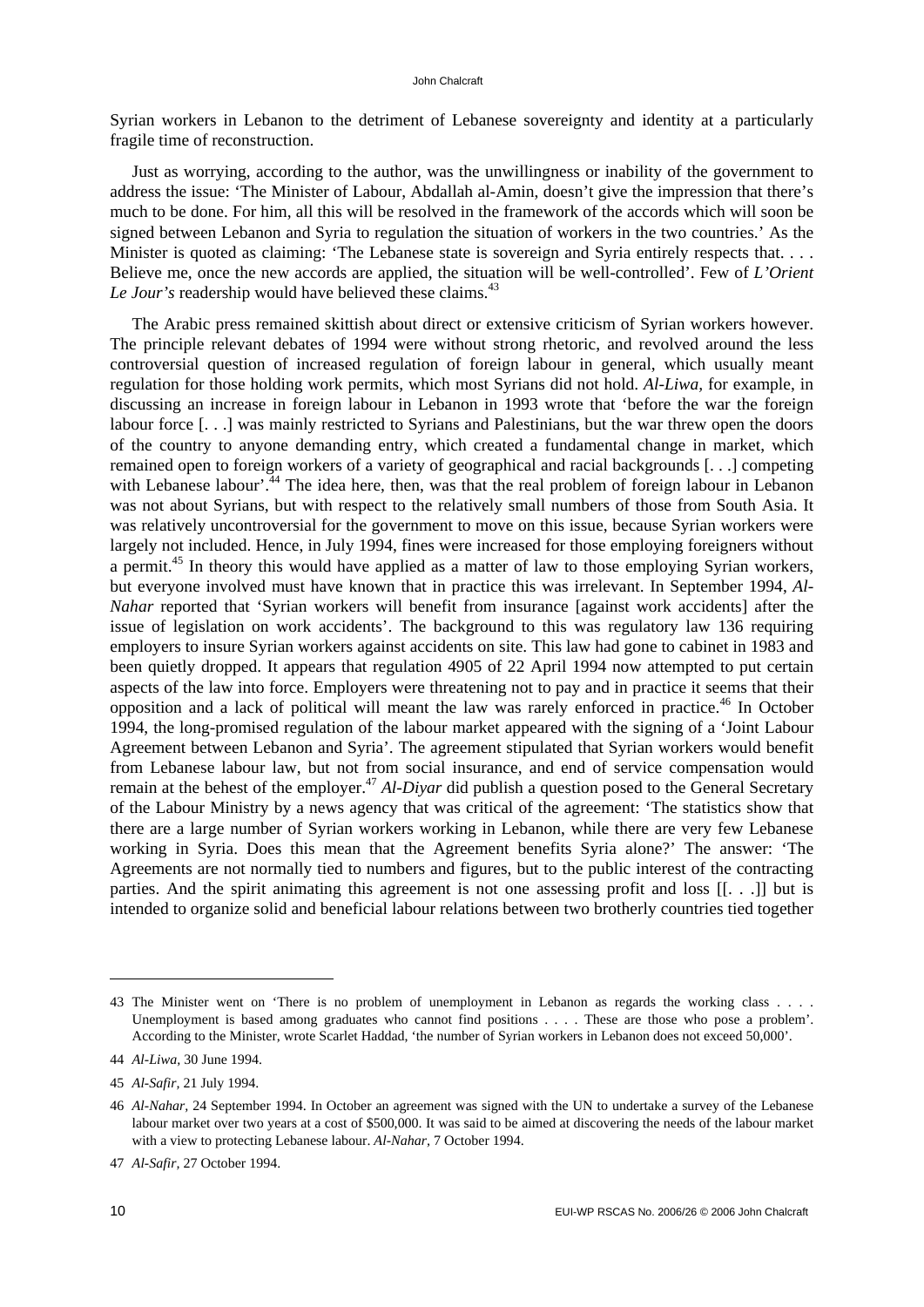Syrian workers in Lebanon to the detriment of Lebanese sovereignty and identity at a particularly fragile time of reconstruction.

Just as worrying, according to the author, was the unwillingness or inability of the government to address the issue: 'The Minister of Labour, Abdallah al-Amin, doesn't give the impression that there's much to be done. For him, all this will be resolved in the framework of the accords which will soon be signed between Lebanon and Syria to regulation the situation of workers in the two countries.' As the Minister is quoted as claiming: 'The Lebanese state is sovereign and Syria entirely respects that. . . . Believe me, once the new accords are applied, the situation will be well-controlled'. Few of *L'Orient Le Jour's* readership would have believed these claims.[43]

The Arabic press remained skittish about direct or extensive criticism of Syrian workers however. The principle relevant debates of 1994 were without strong rhetoric, and revolved around the less controversial question of increased regulation of foreign labour in general, which usually meant regulation for those holding work permits, which most Syrians did not hold. *Al-Liwa*, for example, in discussing an increase in foreign labour in Lebanon in 1993 wrote that 'before the war the foreign labour force [. . .] was mainly restricted to Syrians and Palestinians, but the war threw open the doors of the country to anyone demanding entry, which created a fundamental change in market, which remained open to foreign workers of a variety of geographical and racial backgrounds [. . .] competing with Lebanese labour'.[44] The idea here, then, was that the real problem of foreign labour in Lebanon was not about Syrians, but with respect to the relatively small numbers of those from South Asia. It was relatively uncontroversial for the government to move on this issue, because Syrian workers were largely not included. Hence, in July 1994, fines were increased for those employing foreigners without a permit.[45] In theory this would have applied as a matter of law to those employing Syrian workers, but everyone involved must have known that in practice this was irrelevant. In September 1994, *Al-Nahar* reported that 'Syrian workers will benefit from insurance [against work accidents] after the issue of legislation on work accidents'. The background to this was regulatory law 136 requiring employers to insure Syrian workers against accidents on site. This law had gone to cabinet in 1983 and been quietly dropped. It appears that regulation 4905 of 22 April 1994 now attempted to put certain aspects of the law into force. Employers were threatening not to pay and in practice it seems that their opposition and a lack of political will meant the law was rarely enforced in practice.[46] In October 1994, the long-promised regulation of the labour market appeared with the signing of a 'Joint Labour Agreement between Lebanon and Syria'. The agreement stipulated that Syrian workers would benefit from Lebanese labour law, but not from social insurance, and end of service compensation would remain at the behest of the employer.[47] *Al-Diyar* did publish a question posed to the General Secretary of the Labour Ministry by a news agency that was critical of the agreement: 'The statistics show that there are a large number of Syrian workers working in Lebanon, while there are very few Lebanese working in Syria. Does this mean that the Agreement benefits Syria alone?' The answer: 'The Agreements are not normally tied to numbers and figures, but to the public interest of the contracting parties. And the spirit animating this agreement is not one assessing profit and loss [[. . .]] but is intended to organize solid and beneficial labour relations between two brotherly countries tied together

---

43 The Minister went on 'There is no problem of unemployment in Lebanon as regards the working class . . . . Unemployment is based among graduates who cannot find positions . . . . These are those who pose a problem'. According to the Minister, wrote Scarlet Haddad, 'the number of Syrian workers in Lebanon does not exceed 50,000'.

44 *Al-Liwa*, 30 June 1994.

45 *Al-Safir*, 21 July 1994.

46 *Al-Nahar*, 24 September 1994. In October an agreement was signed with the UN to undertake a survey of the Lebanese labour market over two years at a cost of $500,000. It was said to be aimed at discovering the needs of the labour market with a view to protecting Lebanese labour. *Al-Nahar*, 7 October 1994.

47 *Al-Safir*, 27 October 1994.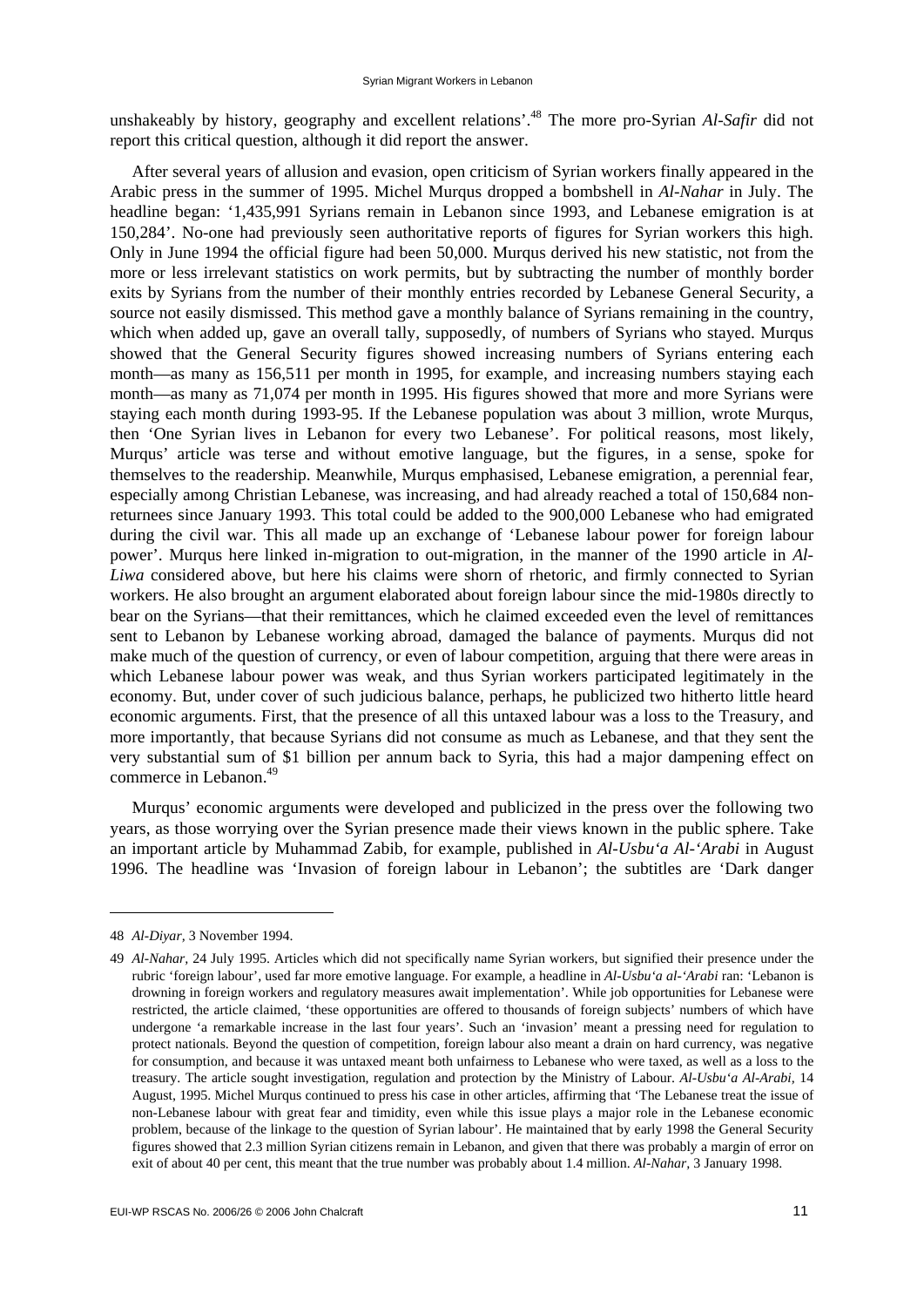unshakeably by history, geography and excellent relations'.[48] The more pro-Syrian *Al-Safir* did not report this critical question, although it did report the answer.

After several years of allusion and evasion, open criticism of Syrian workers finally appeared in the Arabic press in the summer of 1995. Michel Murqus dropped a bombshell in *Al-Nahar* in July. The headline began: '1,435,991 Syrians remain in Lebanon since 1993, and Lebanese emigration is at 150,284'. No-one had previously seen authoritative reports of figures for Syrian workers this high. Only in June 1994 the official figure had been 50,000. Murqus derived his new statistic, not from the more or less irrelevant statistics on work permits, but by subtracting the number of monthly border exits by Syrians from the number of their monthly entries recorded by Lebanese General Security, a source not easily dismissed. This method gave a monthly balance of Syrians remaining in the country, which when added up, gave an overall tally, supposedly, of numbers of Syrians who stayed. Murqus showed that the General Security figures showed increasing numbers of Syrians entering each month—as many as 156,511 per month in 1995, for example, and increasing numbers staying each month—as many as 71,074 per month in 1995. His figures showed that more and more Syrians were staying each month during 1993-95. If the Lebanese population was about 3 million, wrote Murqus, then 'One Syrian lives in Lebanon for every two Lebanese'. For political reasons, most likely, Murqus' article was terse and without emotive language, but the figures, in a sense, spoke for themselves to the readership. Meanwhile, Murqus emphasised, Lebanese emigration, a perennial fear, especially among Christian Lebanese, was increasing, and had already reached a total of 150,684 non-returnees since January 1993. This total could be added to the 900,000 Lebanese who had emigrated during the civil war. This all made up an exchange of 'Lebanese labour power for foreign labour power'. Murqus here linked in-migration to out-migration, in the manner of the 1990 article in *Al-Liwa* considered above, but here his claims were shorn of rhetoric, and firmly connected to Syrian workers. He also brought an argument elaborated about foreign labour since the mid-1980s directly to bear on the Syrians—that their remittances, which he claimed exceeded even the level of remittances sent to Lebanon by Lebanese working abroad, damaged the balance of payments. Murqus did not make much of the question of currency, or even of labour competition, arguing that there were areas in which Lebanese labour power was weak, and thus Syrian workers participated legitimately in the economy. But, under cover of such judicious balance, perhaps, he publicized two hitherto little heard economic arguments. First, that the presence of all this untaxed labour was a loss to the Treasury, and more importantly, that because Syrians did not consume as much as Lebanese, and that they sent the very substantial sum of $1 billion per annum back to Syria, this had a major dampening effect on commerce in Lebanon.[49]

Murqus' economic arguments were developed and publicized in the press over the following two years, as those worrying over the Syrian presence made their views known in the public sphere. Take an important article by Muhammad Zabib, for example, published in *Al-Usbu'a Al-'Arabi* in August 1996. The headline was 'Invasion of foreign labour in Lebanon'; the subtitles are 'Dark danger

---

48 *Al-Diyar*, 3 November 1994.

49 *Al-Nahar*, 24 July 1995. Articles which did not specifically name Syrian workers, but signified their presence under the rubric 'foreign labour', used far more emotive language. For example, a headline in *Al-Usbu'a al-'Arabi* ran: 'Lebanon is drowning in foreign workers and regulatory measures await implementation'. While job opportunities for Lebanese were restricted, the article claimed, 'these opportunities are offered to thousands of foreign subjects' numbers of which have undergone 'a remarkable increase in the last four years'. Such an 'invasion' meant a pressing need for regulation to protect nationals. Beyond the question of competition, foreign labour also meant a drain on hard currency, was negative for consumption, and because it was untaxed meant both unfairness to Lebanese who were taxed, as well as a loss to the treasury. The article sought investigation, regulation and protection by the Ministry of Labour. *Al-Usbu'a Al-Arabi*, 14 August, 1995. Michel Murqus continued to press his case in other articles, affirming that 'The Lebanese treat the issue of non-Lebanese labour with great fear and timidity, even while this issue plays a major role in the Lebanese economic problem, because of the linkage to the question of Syrian labour'. He maintained that by early 1998 the General Security figures showed that 2.3 million Syrian citizens remain in Lebanon, and given that there was probably a margin of error on exit of about 40 per cent, this meant that the true number was probably about 1.4 million. *Al-Nahar*, 3 January 1998.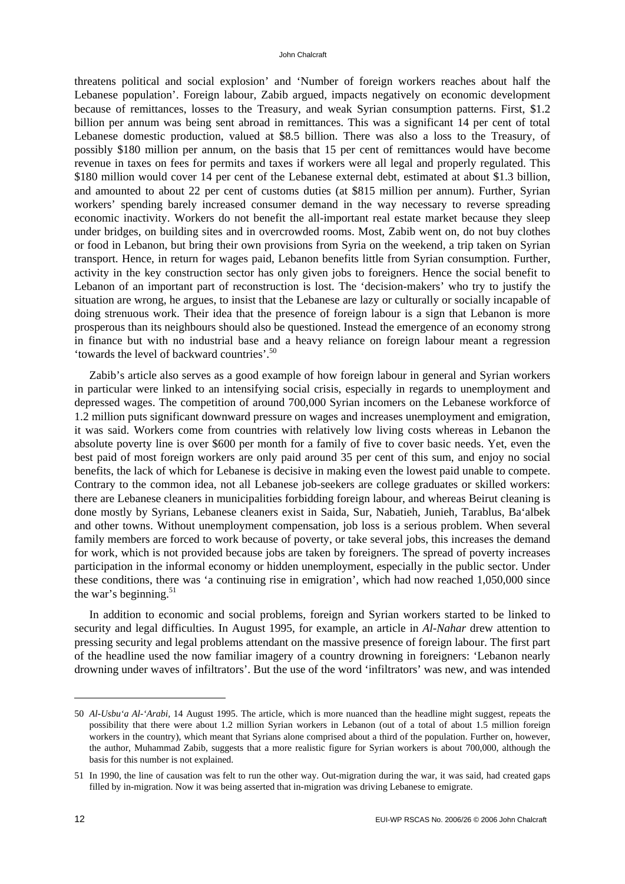threatens political and social explosion' and 'Number of foreign workers reaches about half the Lebanese population'. Foreign labour, Zabib argued, impacts negatively on economic development because of remittances, losses to the Treasury, and weak Syrian consumption patterns. First, $1.2 billion per annum was being sent abroad in remittances. This was a significant 14 per cent of total Lebanese domestic production, valued at $8.5 billion. There was also a loss to the Treasury, of possibly $180 million per annum, on the basis that 15 per cent of remittances would have become revenue in taxes on fees for permits and taxes if workers were all legal and properly regulated. This $180 million would cover 14 per cent of the Lebanese external debt, estimated at about $1.3 billion, and amounted to about 22 per cent of customs duties (at $815 million per annum). Further, Syrian workers' spending barely increased consumer demand in the way necessary to reverse spreading economic inactivity. Workers do not benefit the all-important real estate market because they sleep under bridges, on building sites and in overcrowded rooms. Most, Zabib went on, do not buy clothes or food in Lebanon, but bring their own provisions from Syria on the weekend, a trip taken on Syrian transport. Hence, in return for wages paid, Lebanon benefits little from Syrian consumption. Further, activity in the key construction sector has only given jobs to foreigners. Hence the social benefit to Lebanon of an important part of reconstruction is lost. The 'decision-makers' who try to justify the situation are wrong, he argues, to insist that the Lebanese are lazy or culturally or socially incapable of doing strenuous work. Their idea that the presence of foreign labour is a sign that Lebanon is more prosperous than its neighbours should also be questioned. Instead the emergence of an economy strong in finance but with no industrial base and a heavy reliance on foreign labour meant a regression 'towards the level of backward countries'.[50]

Zabib's article also serves as a good example of how foreign labour in general and Syrian workers in particular were linked to an intensifying social crisis, especially in regards to unemployment and depressed wages. The competition of around 700,000 Syrian incomers on the Lebanese workforce of 1.2 million puts significant downward pressure on wages and increases unemployment and emigration, it was said. Workers come from countries with relatively low living costs whereas in Lebanon the absolute poverty line is over $600 per month for a family of five to cover basic needs. Yet, even the best paid of most foreign workers are only paid around 35 per cent of this sum, and enjoy no social benefits, the lack of which for Lebanese is decisive in making even the lowest paid unable to compete. Contrary to the common idea, not all Lebanese job-seekers are college graduates or skilled workers: there are Lebanese cleaners in municipalities forbidding foreign labour, and whereas Beirut cleaning is done mostly by Syrians, Lebanese cleaners exist in Saida, Sur, Nabatieh, Junieh, Tarablus, Ba'albek and other towns. Without unemployment compensation, job loss is a serious problem. When several family members are forced to work because of poverty, or take several jobs, this increases the demand for work, which is not provided because jobs are taken by foreigners. The spread of poverty increases participation in the informal economy or hidden unemployment, especially in the public sector. Under these conditions, there was 'a continuing rise in emigration', which had now reached 1,050,000 since the war's beginning.[51]

In addition to economic and social problems, foreign and Syrian workers started to be linked to security and legal difficulties. In August 1995, for example, an article in *Al-Nahar* drew attention to pressing security and legal problems attendant on the massive presence of foreign labour. The first part of the headline used the now familiar imagery of a country drowning in foreigners: 'Lebanon nearly drowning under waves of infiltrators'. But the use of the word 'infiltrators' was new, and was intended

---

50 *Al-Usbu'a Al-'Arabi*, 14 August 1995. The article, which is more nuanced than the headline might suggest, repeats the possibility that there were about 1.2 million Syrian workers in Lebanon (out of a total of about 1.5 million foreign workers in the country), which meant that Syrians alone comprised about a third of the population. Further on, however, the author, Muhammad Zabib, suggests that a more realistic figure for Syrian workers is about 700,000, although the basis for this number is not explained.

51 In 1990, the line of causation was felt to run the other way. Out-migration during the war, it was said, had created gaps filled by in-migration. Now it was being asserted that in-migration was driving Lebanese to emigrate.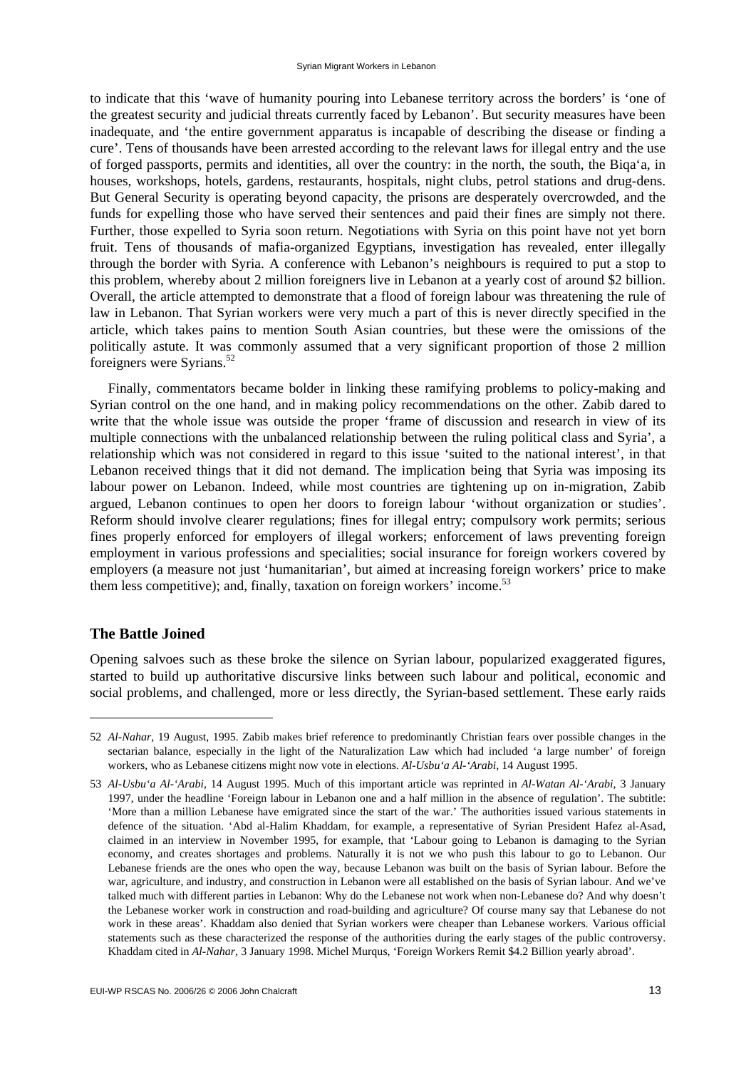to indicate that this 'wave of humanity pouring into Lebanese territory across the borders' is 'one of the greatest security and judicial threats currently faced by Lebanon'. But security measures have been inadequate, and 'the entire government apparatus is incapable of describing the disease or finding a cure'. Tens of thousands have been arrested according to the relevant laws for illegal entry and the use of forged passports, permits and identities, all over the country: in the north, the south, the Biqa'a, in houses, workshops, hotels, gardens, restaurants, hospitals, night clubs, petrol stations and drug-dens. But General Security is operating beyond capacity, the prisons are desperately overcrowded, and the funds for expelling those who have served their sentences and paid their fines are simply not there. Further, those expelled to Syria soon return. Negotiations with Syria on this point have not yet born fruit. Tens of thousands of mafia-organized Egyptians, investigation has revealed, enter illegally through the border with Syria. A conference with Lebanon's neighbours is required to put a stop to this problem, whereby about 2 million foreigners live in Lebanon at a yearly cost of around \$2 billion. Overall, the article attempted to demonstrate that a flood of foreign labour was threatening the rule of law in Lebanon. That Syrian workers were very much a part of this is never directly specified in the article, which takes pains to mention South Asian countries, but these were the omissions of the politically astute. It was commonly assumed that a very significant proportion of those 2 million foreigners were Syrians.[52]

Finally, commentators became bolder in linking these ramifying problems to policy-making and Syrian control on the one hand, and in making policy recommendations on the other. Zabib dared to write that the whole issue was outside the proper 'frame of discussion and research in view of its multiple connections with the unbalanced relationship between the ruling political class and Syria', a relationship which was not considered in regard to this issue 'suited to the national interest', in that Lebanon received things that it did not demand. The implication being that Syria was imposing its labour power on Lebanon. Indeed, while most countries are tightening up on in-migration, Zabib argued, Lebanon continues to open her doors to foreign labour 'without organization or studies'. Reform should involve clearer regulations; fines for illegal entry; compulsory work permits; serious fines properly enforced for employers of illegal workers; enforcement of laws preventing foreign employment in various professions and specialities; social insurance for foreign workers covered by employers (a measure not just 'humanitarian', but aimed at increasing foreign workers' price to make them less competitive); and, finally, taxation on foreign workers' income.[53]

## The Battle Joined

Opening salvoes such as these broke the silence on Syrian labour, popularized exaggerated figures, started to build up authoritative discursive links between such labour and political, economic and social problems, and challenged, more or less directly, the Syrian-based settlement. These early raids

---

52 *Al-Nahar*, 19 August, 1995. Zabib makes brief reference to predominantly Christian fears over possible changes in the sectarian balance, especially in the light of the Naturalization Law which had included 'a large number' of foreign workers, who as Lebanese citizens might now vote in elections. *Al-Usbu'a Al-'Arabi*, 14 August 1995.

53 *Al-Usbu'a Al-'Arabi*, 14 August 1995. Much of this important article was reprinted in *Al-Watan Al-'Arabi*, 3 January 1997, under the headline 'Foreign labour in Lebanon one and a half million in the absence of regulation'. The subtitle: 'More than a million Lebanese have emigrated since the start of the war.' The authorities issued various statements in defence of the situation. 'Abd al-Halim Khaddam, for example, a representative of Syrian President Hafez al-Asad, claimed in an interview in November 1995, for example, that 'Labour going to Lebanon is damaging to the Syrian economy, and creates shortages and problems. Naturally it is not we who push this labour to go to Lebanon. Our Lebanese friends are the ones who open the way, because Lebanon was built on the basis of Syrian labour. Before the war, agriculture, and industry, and construction in Lebanon were all established on the basis of Syrian labour. And we've talked much with different parties in Lebanon: Why do the Lebanese not work when non-Lebanese do? And why doesn't the Lebanese worker work in construction and road-building and agriculture? Of course many say that Lebanese do not work in these areas'. Khaddam also denied that Syrian workers were cheaper than Lebanese workers. Various official statements such as these characterized the response of the authorities during the early stages of the public controversy. Khaddam cited in *Al-Nahar*, 3 January 1998. Michel Murqus, 'Foreign Workers Remit \$4.2 Billion yearly abroad'.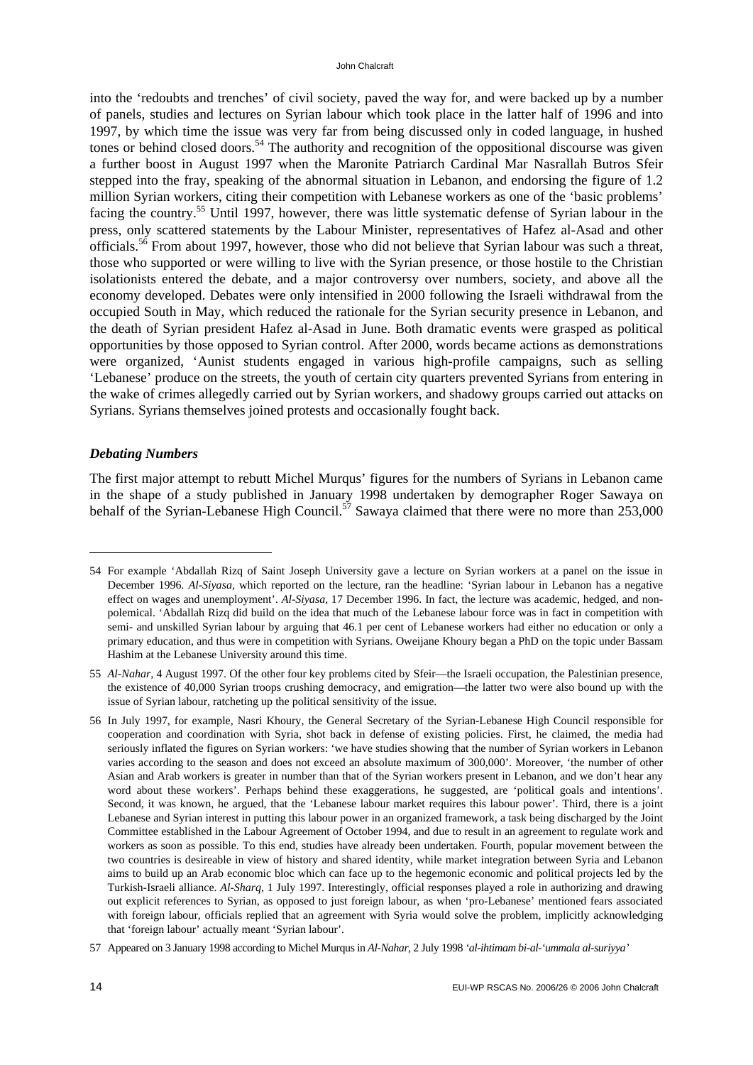into the 'redoubts and trenches' of civil society, paved the way for, and were backed up by a number of panels, studies and lectures on Syrian labour which took place in the latter half of 1996 and into 1997, by which time the issue was very far from being discussed only in coded language, in hushed tones or behind closed doors.[54] The authority and recognition of the oppositional discourse was given a further boost in August 1997 when the Maronite Patriarch Cardinal Mar Nasrallah Butros Sfeir stepped into the fray, speaking of the abnormal situation in Lebanon, and endorsing the figure of 1.2 million Syrian workers, citing their competition with Lebanese workers as one of the 'basic problems' facing the country.[55] Until 1997, however, there was little systematic defense of Syrian labour in the press, only scattered statements by the Labour Minister, representatives of Hafez al-Asad and other officials.[56] From about 1997, however, those who did not believe that Syrian labour was such a threat, those who supported or were willing to live with the Syrian presence, or those hostile to the Christian isolationists entered the debate, and a major controversy over numbers, society, and above all the economy developed. Debates were only intensified in 2000 following the Israeli withdrawal from the occupied South in May, which reduced the rationale for the Syrian security presence in Lebanon, and the death of Syrian president Hafez al-Asad in June. Both dramatic events were grasped as political opportunities by those opposed to Syrian control. After 2000, words became actions as demonstrations were organized, 'Aunist students engaged in various high-profile campaigns, such as selling 'Lebanese' produce on the streets, the youth of certain city quarters prevented Syrians from entering in the wake of crimes allegedly carried out by Syrian workers, and shadowy groups carried out attacks on Syrians. Syrians themselves joined protests and occasionally fought back.

### *Debating Numbers*

The first major attempt to rebutt Michel Murqus' figures for the numbers of Syrians in Lebanon came in the shape of a study published in January 1998 undertaken by demographer Roger Sawaya on behalf of the Syrian-Lebanese High Council.[57] Sawaya claimed that there were no more than 253,000

---

54 For example 'Abdallah Rizq of Saint Joseph University gave a lecture on Syrian workers at a panel on the issue in December 1996. *Al-Siyasa*, which reported on the lecture, ran the headline: 'Syrian labour in Lebanon has a negative effect on wages and unemployment'. *Al-Siyasa*, 17 December 1996. In fact, the lecture was academic, hedged, and non-polemical. 'Abdallah Rizq did build on the idea that much of the Lebanese labour force was in fact in competition with semi- and unskilled Syrian labour by arguing that 46.1 per cent of Lebanese workers had either no education or only a primary education, and thus were in competition with Syrians. Oweijane Khoury began a PhD on the topic under Bassam Hashim at the Lebanese University around this time.

55 *Al-Nahar*, 4 August 1997. Of the other four key problems cited by Sfeir—the Israeli occupation, the Palestinian presence, the existence of 40,000 Syrian troops crushing democracy, and emigration—the latter two were also bound up with the issue of Syrian labour, ratcheting up the political sensitivity of the issue.

56 In July 1997, for example, Nasri Khoury, the General Secretary of the Syrian-Lebanese High Council responsible for cooperation and coordination with Syria, shot back in defense of existing policies. First, he claimed, the media had seriously inflated the figures on Syrian workers: 'we have studies showing that the number of Syrian workers in Lebanon varies according to the season and does not exceed an absolute maximum of 300,000'. Moreover, 'the number of other Asian and Arab workers is greater in number than that of the Syrian workers present in Lebanon, and we don't hear any word about these workers'. Perhaps behind these exaggerations, he suggested, are 'political goals and intentions'. Second, it was known, he argued, that the 'Lebanese labour market requires this labour power'. Third, there is a joint Lebanese and Syrian interest in putting this labour power in an organized framework, a task being discharged by the Joint Committee established in the Labour Agreement of October 1994, and due to result in an agreement to regulate work and workers as soon as possible. To this end, studies have already been undertaken. Fourth, popular movement between the two countries is desireable in view of history and shared identity, while market integration between Syria and Lebanon aims to build up an Arab economic bloc which can face up to the hegemonic economic and political projects led by the Turkish-Israeli alliance. *Al-Sharq*, 1 July 1997. Interestingly, official responses played a role in authorizing and drawing out explicit references to Syrian, as opposed to just foreign labour, as when 'pro-Lebanese' mentioned fears associated with foreign labour, officials replied that an agreement with Syria would solve the problem, implicitly acknowledging that 'foreign labour' actually meant 'Syrian labour'.

57 Appeared on 3 January 1998 according to Michel Murqus in *Al-Nahar*, 2 July 1998 *'al-ihtimam bi-al-'ummala al-suriyya'*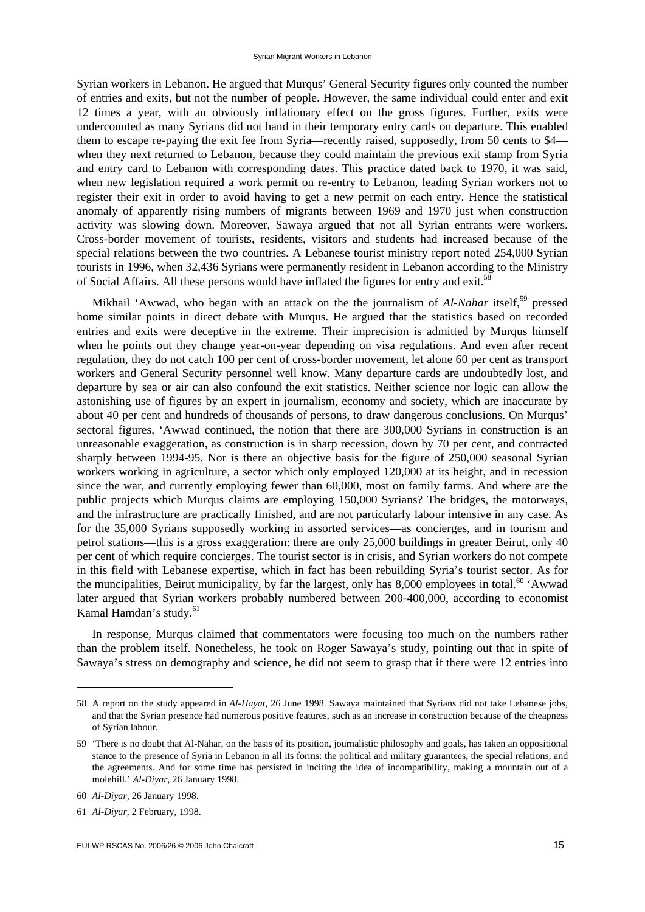Syrian workers in Lebanon. He argued that Murqus' General Security figures only counted the number of entries and exits, but not the number of people. However, the same individual could enter and exit 12 times a year, with an obviously inflationary effect on the gross figures. Further, exits were undercounted as many Syrians did not hand in their temporary entry cards on departure. This enabled them to escape re-paying the exit fee from Syria—recently raised, supposedly, from 50 cents to $4—when they next returned to Lebanon, because they could maintain the previous exit stamp from Syria and entry card to Lebanon with corresponding dates. This practice dated back to 1970, it was said, when new legislation required a work permit on re-entry to Lebanon, leading Syrian workers not to register their exit in order to avoid having to get a new permit on each entry. Hence the statistical anomaly of apparently rising numbers of migrants between 1969 and 1970 just when construction activity was slowing down. Moreover, Sawaya argued that not all Syrian entrants were workers. Cross-border movement of tourists, residents, visitors and students had increased because of the special relations between the two countries. A Lebanese tourist ministry report noted 254,000 Syrian tourists in 1996, when 32,436 Syrians were permanently resident in Lebanon according to the Ministry of Social Affairs. All these persons would have inflated the figures for entry and exit.[58]

Mikhail 'Awwad, who began with an attack on the the journalism of *Al-Nahar* itself,[59] pressed home similar points in direct debate with Murqus. He argued that the statistics based on recorded entries and exits were deceptive in the extreme. Their imprecision is admitted by Murqus himself when he points out they change year-on-year depending on visa regulations. And even after recent regulation, they do not catch 100 per cent of cross-border movement, let alone 60 per cent as transport workers and General Security personnel well know. Many departure cards are undoubtedly lost, and departure by sea or air can also confound the exit statistics. Neither science nor logic can allow the astonishing use of figures by an expert in journalism, economy and society, which are inaccurate by about 40 per cent and hundreds of thousands of persons, to draw dangerous conclusions. On Murqus' sectoral figures, 'Awwad continued, the notion that there are 300,000 Syrians in construction is an unreasonable exaggeration, as construction is in sharp recession, down by 70 per cent, and contracted sharply between 1994-95. Nor is there an objective basis for the figure of 250,000 seasonal Syrian workers working in agriculture, a sector which only employed 120,000 at its height, and in recession since the war, and currently employing fewer than 60,000, most on family farms. And where are the public projects which Murqus claims are employing 150,000 Syrians? The bridges, the motorways, and the infrastructure are practically finished, and are not particularly labour intensive in any case. As for the 35,000 Syrians supposedly working in assorted services—as concierges, and in tourism and petrol stations—this is a gross exaggeration: there are only 25,000 buildings in greater Beirut, only 40 per cent of which require concierges. The tourist sector is in crisis, and Syrian workers do not compete in this field with Lebanese expertise, which in fact has been rebuilding Syria's tourist sector. As for the muncipalities, Beirut municipality, by far the largest, only has 8,000 employees in total.[60] 'Awwad later argued that Syrian workers probably numbered between 200-400,000, according to economist Kamal Hamdan's study.[61]

In response, Murqus claimed that commentators were focusing too much on the numbers rather than the problem itself. Nonetheless, he took on Roger Sawaya's study, pointing out that in spite of Sawaya's stress on demography and science, he did not seem to grasp that if there were 12 entries into

---

58 A report on the study appeared in *Al-Hayat*, 26 June 1998. Sawaya maintained that Syrians did not take Lebanese jobs, and that the Syrian presence had numerous positive features, such as an increase in construction because of the cheapness of Syrian labour.

59 'There is no doubt that Al-Nahar, on the basis of its position, journalistic philosophy and goals, has taken an oppositional stance to the presence of Syria in Lebanon in all its forms: the political and military guarantees, the special relations, and the agreements. And for some time has persisted in inciting the idea of incompatibility, making a mountain out of a molehill.' *Al-Diyar*, 26 January 1998.

60 *Al-Diyar*, 26 January 1998.

61 *Al-Diyar*, 2 February, 1998.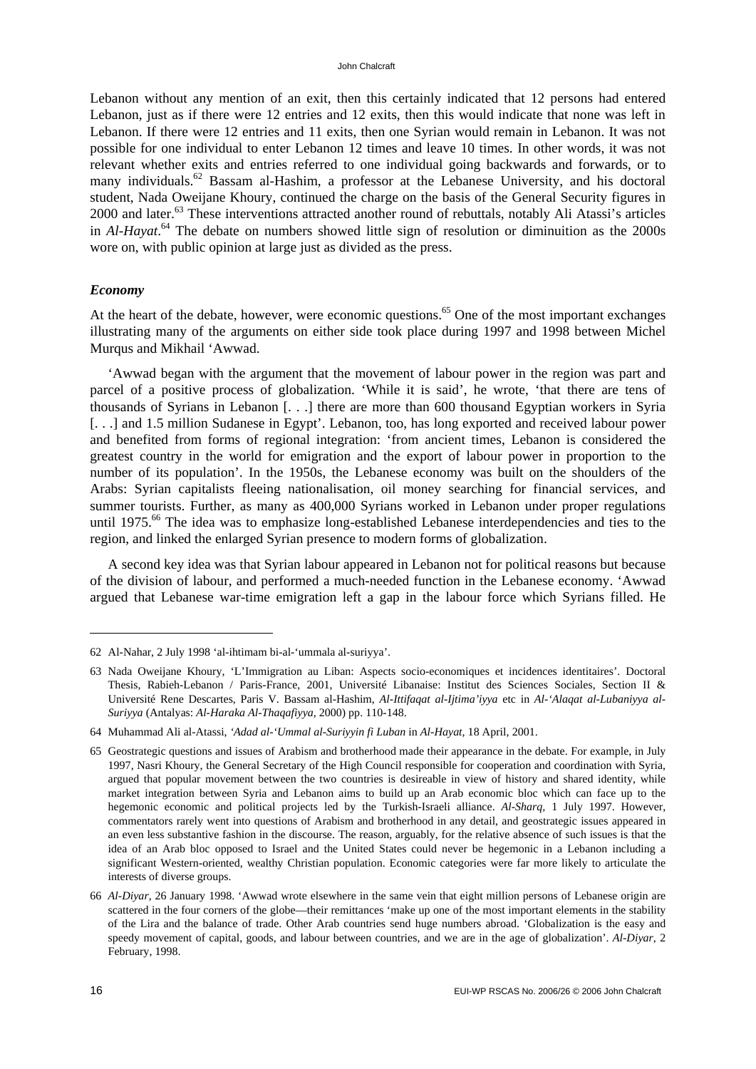Lebanon without any mention of an exit, then this certainly indicated that 12 persons had entered Lebanon, just as if there were 12 entries and 12 exits, then this would indicate that none was left in Lebanon. If there were 12 entries and 11 exits, then one Syrian would remain in Lebanon. It was not possible for one individual to enter Lebanon 12 times and leave 10 times. In other words, it was not relevant whether exits and entries referred to one individual going backwards and forwards, or to many individuals.[62] Bassam al-Hashim, a professor at the Lebanese University, and his doctoral student, Nada Oweijane Khoury, continued the charge on the basis of the General Security figures in 2000 and later.[63] These interventions attracted another round of rebuttals, notably Ali Atassi's articles in *Al-Hayat*.[64] The debate on numbers showed little sign of resolution or diminuition as the 2000s wore on, with public opinion at large just as divided as the press.

### *Economy*

At the heart of the debate, however, were economic questions.[65] One of the most important exchanges illustrating many of the arguments on either side took place during 1997 and 1998 between Michel Murqus and Mikhail 'Awwad.

'Awwad began with the argument that the movement of labour power in the region was part and parcel of a positive process of globalization. 'While it is said', he wrote, 'that there are tens of thousands of Syrians in Lebanon [. . .] there are more than 600 thousand Egyptian workers in Syria [. . .] and 1.5 million Sudanese in Egypt'. Lebanon, too, has long exported and received labour power and benefited from forms of regional integration: 'from ancient times, Lebanon is considered the greatest country in the world for emigration and the export of labour power in proportion to the number of its population'. In the 1950s, the Lebanese economy was built on the shoulders of the Arabs: Syrian capitalists fleeing nationalisation, oil money searching for financial services, and summer tourists. Further, as many as 400,000 Syrians worked in Lebanon under proper regulations until 1975.[66] The idea was to emphasize long-established Lebanese interdependencies and ties to the region, and linked the enlarged Syrian presence to modern forms of globalization.

A second key idea was that Syrian labour appeared in Lebanon not for political reasons but because of the division of labour, and performed a much-needed function in the Lebanese economy. 'Awwad argued that Lebanese war-time emigration left a gap in the labour force which Syrians filled. He

---

62 Al-Nahar, 2 July 1998 'al-ihtimam bi-al-'ummala al-suriyya'.

63 Nada Oweijane Khoury, 'L'Immigration au Liban: Aspects socio-economiques et incidences identitaires'. Doctoral Thesis, Rabieh-Lebanon / Paris-France, 2001, Université Libanaise: Institut des Sciences Sociales, Section II & Université Rene Descartes, Paris V. Bassam al-Hashim, *Al-Ittifaqat al-Ijtima'iyya* etc in *Al-'Alaqat al-Lubaniyya al-Suriyya* (Antalyas: *Al-Haraka Al-Thaqafiyya*, 2000) pp. 110-148.

64 Muhammad Ali al-Atassi, *'Adad al-'Ummal al-Suriyyin fi Luban* in *Al-Hayat*, 18 April, 2001.

65 Geostrategic questions and issues of Arabism and brotherhood made their appearance in the debate. For example, in July 1997, Nasri Khoury, the General Secretary of the High Council responsible for cooperation and coordination with Syria, argued that popular movement between the two countries is desireable in view of history and shared identity, while market integration between Syria and Lebanon aims to build up an Arab economic bloc which can face up to the hegemonic economic and political projects led by the Turkish-Israeli alliance. *Al-Sharq*, 1 July 1997. However, commentators rarely went into questions of Arabism and brotherhood in any detail, and geostrategic issues appeared in an even less substantive fashion in the discourse. The reason, arguably, for the relative absence of such issues is that the idea of an Arab bloc opposed to Israel and the United States could never be hegemonic in a Lebanon including a significant Western-oriented, wealthy Christian population. Economic categories were far more likely to articulate the interests of diverse groups.

66 *Al-Diyar*, 26 January 1998. 'Awwad wrote elsewhere in the same vein that eight million persons of Lebanese origin are scattered in the four corners of the globe—their remittances 'make up one of the most important elements in the stability of the Lira and the balance of trade. Other Arab countries send huge numbers abroad. 'Globalization is the easy and speedy movement of capital, goods, and labour between countries, and we are in the age of globalization'. *Al-Diyar,* 2 February, 1998.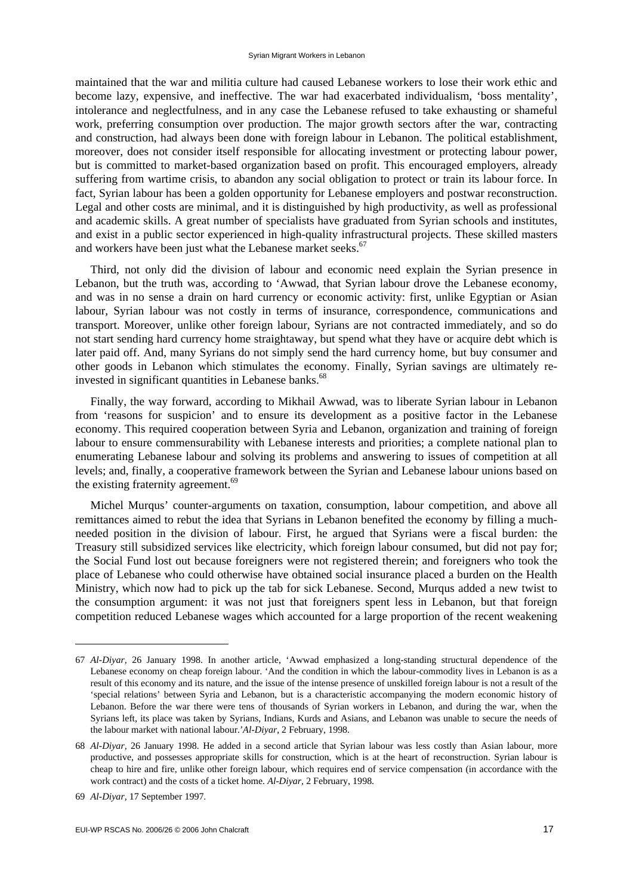maintained that the war and militia culture had caused Lebanese workers to lose their work ethic and become lazy, expensive, and ineffective. The war had exacerbated individualism, 'boss mentality', intolerance and neglectfulness, and in any case the Lebanese refused to take exhausting or shameful work, preferring consumption over production. The major growth sectors after the war, contracting and construction, had always been done with foreign labour in Lebanon. The political establishment, moreover, does not consider itself responsible for allocating investment or protecting labour power, but is committed to market-based organization based on profit. This encouraged employers, already suffering from wartime crisis, to abandon any social obligation to protect or train its labour force. In fact, Syrian labour has been a golden opportunity for Lebanese employers and postwar reconstruction. Legal and other costs are minimal, and it is distinguished by high productivity, as well as professional and academic skills. A great number of specialists have graduated from Syrian schools and institutes, and exist in a public sector experienced in high-quality infrastructural projects. These skilled masters and workers have been just what the Lebanese market seeks.[67]

Third, not only did the division of labour and economic need explain the Syrian presence in Lebanon, but the truth was, according to 'Awwad, that Syrian labour drove the Lebanese economy, and was in no sense a drain on hard currency or economic activity: first, unlike Egyptian or Asian labour, Syrian labour was not costly in terms of insurance, correspondence, communications and transport. Moreover, unlike other foreign labour, Syrians are not contracted immediately, and so do not start sending hard currency home straightaway, but spend what they have or acquire debt which is later paid off. And, many Syrians do not simply send the hard currency home, but buy consumer and other goods in Lebanon which stimulates the economy. Finally, Syrian savings are ultimately re-invested in significant quantities in Lebanese banks.[68]

Finally, the way forward, according to Mikhail Awwad, was to liberate Syrian labour in Lebanon from 'reasons for suspicion' and to ensure its development as a positive factor in the Lebanese economy. This required cooperation between Syria and Lebanon, organization and training of foreign labour to ensure commensurability with Lebanese interests and priorities; a complete national plan to enumerating Lebanese labour and solving its problems and answering to issues of competition at all levels; and, finally, a cooperative framework between the Syrian and Lebanese labour unions based on the existing fraternity agreement.[69]

Michel Murqus' counter-arguments on taxation, consumption, labour competition, and above all remittances aimed to rebut the idea that Syrians in Lebanon benefited the economy by filling a much-needed position in the division of labour. First, he argued that Syrians were a fiscal burden: the Treasury still subsidized services like electricity, which foreign labour consumed, but did not pay for; the Social Fund lost out because foreigners were not registered therein; and foreigners who took the place of Lebanese who could otherwise have obtained social insurance placed a burden on the Health Ministry, which now had to pick up the tab for sick Lebanese. Second, Murqus added a new twist to the consumption argument: it was not just that foreigners spent less in Lebanon, but that foreign competition reduced Lebanese wages which accounted for a large proportion of the recent weakening

---

67 *Al-Diyar*, 26 January 1998. In another article, 'Awwad emphasized a long-standing structural dependence of the Lebanese economy on cheap foreign labour. 'And the condition in which the labour-commodity lives in Lebanon is as a result of this economy and its nature, and the issue of the intense presence of unskilled foreign labour is not a result of the 'special relations' between Syria and Lebanon, but is a characteristic accompanying the modern economic history of Lebanon. Before the war there were tens of thousands of Syrian workers in Lebanon, and during the war, when the Syrians left, its place was taken by Syrians, Indians, Kurds and Asians, and Lebanon was unable to secure the needs of the labour market with national labour.'*Al-Diyar*, 2 February, 1998.

68 *Al-Diyar*, 26 January 1998. He added in a second article that Syrian labour was less costly than Asian labour, more productive, and possesses appropriate skills for construction, which is at the heart of reconstruction. Syrian labour is cheap to hire and fire, unlike other foreign labour, which requires end of service compensation (in accordance with the work contract) and the costs of a ticket home. *Al-Diyar*, 2 February, 1998.

69 *Al-Diyar*, 17 September 1997.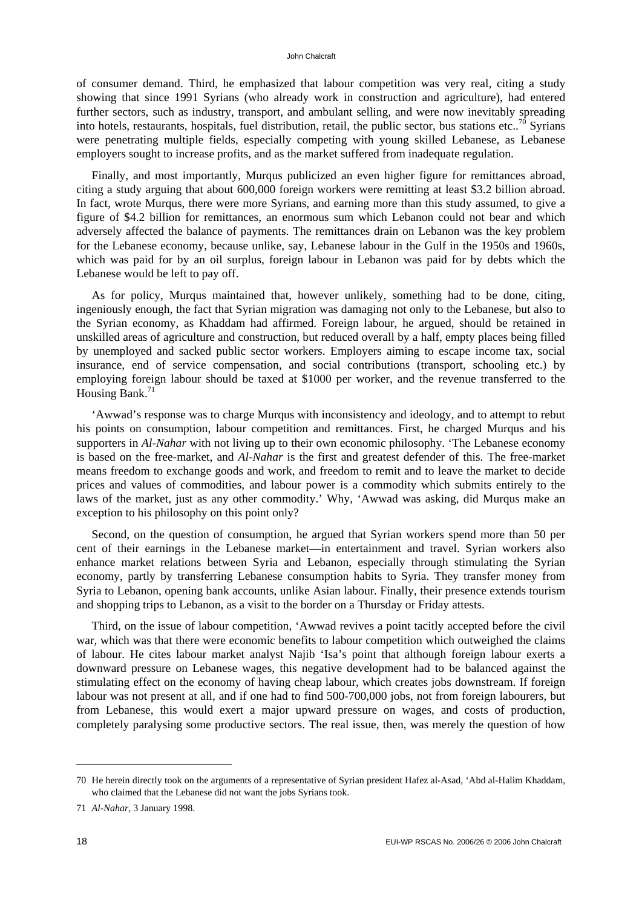of consumer demand. Third, he emphasized that labour competition was very real, citing a study showing that since 1991 Syrians (who already work in construction and agriculture), had entered further sectors, such as industry, transport, and ambulant selling, and were now inevitably spreading into hotels, restaurants, hospitals, fuel distribution, retail, the public sector, bus stations etc..[70] Syrians were penetrating multiple fields, especially competing with young skilled Lebanese, as Lebanese employers sought to increase profits, and as the market suffered from inadequate regulation.

Finally, and most importantly, Murqus publicized an even higher figure for remittances abroad, citing a study arguing that about 600,000 foreign workers were remitting at least $3.2 billion abroad. In fact, wrote Murqus, there were more Syrians, and earning more than this study assumed, to give a figure of $4.2 billion for remittances, an enormous sum which Lebanon could not bear and which adversely affected the balance of payments. The remittances drain on Lebanon was the key problem for the Lebanese economy, because unlike, say, Lebanese labour in the Gulf in the 1950s and 1960s, which was paid for by an oil surplus, foreign labour in Lebanon was paid for by debts which the Lebanese would be left to pay off.

As for policy, Murqus maintained that, however unlikely, something had to be done, citing, ingeniously enough, the fact that Syrian migration was damaging not only to the Lebanese, but also to the Syrian economy, as Khaddam had affirmed. Foreign labour, he argued, should be retained in unskilled areas of agriculture and construction, but reduced overall by a half, empty places being filled by unemployed and sacked public sector workers. Employers aiming to escape income tax, social insurance, end of service compensation, and social contributions (transport, schooling etc.) by employing foreign labour should be taxed at $1000 per worker, and the revenue transferred to the Housing Bank.[71]

'Awwad's response was to charge Murqus with inconsistency and ideology, and to attempt to rebut his points on consumption, labour competition and remittances. First, he charged Murqus and his supporters in *Al-Nahar* with not living up to their own economic philosophy. 'The Lebanese economy is based on the free-market, and *Al-Nahar* is the first and greatest defender of this. The free-market means freedom to exchange goods and work, and freedom to remit and to leave the market to decide prices and values of commodities, and labour power is a commodity which submits entirely to the laws of the market, just as any other commodity.' Why, 'Awwad was asking, did Murqus make an exception to his philosophy on this point only?

Second, on the question of consumption, he argued that Syrian workers spend more than 50 per cent of their earnings in the Lebanese market—in entertainment and travel. Syrian workers also enhance market relations between Syria and Lebanon, especially through stimulating the Syrian economy, partly by transferring Lebanese consumption habits to Syria. They transfer money from Syria to Lebanon, opening bank accounts, unlike Asian labour. Finally, their presence extends tourism and shopping trips to Lebanon, as a visit to the border on a Thursday or Friday attests.

Third, on the issue of labour competition, 'Awwad revives a point tacitly accepted before the civil war, which was that there were economic benefits to labour competition which outweighed the claims of labour. He cites labour market analyst Najib 'Isa's point that although foreign labour exerts a downward pressure on Lebanese wages, this negative development had to be balanced against the stimulating effect on the economy of having cheap labour, which creates jobs downstream. If foreign labour was not present at all, and if one had to find 500-700,000 jobs, not from foreign labourers, but from Lebanese, this would exert a major upward pressure on wages, and costs of production, completely paralysing some productive sectors. The real issue, then, was merely the question of how

---

70 He herein directly took on the arguments of a representative of Syrian president Hafez al-Asad, 'Abd al-Halim Khaddam, who claimed that the Lebanese did not want the jobs Syrians took.

71 *Al-Nahar*, 3 January 1998.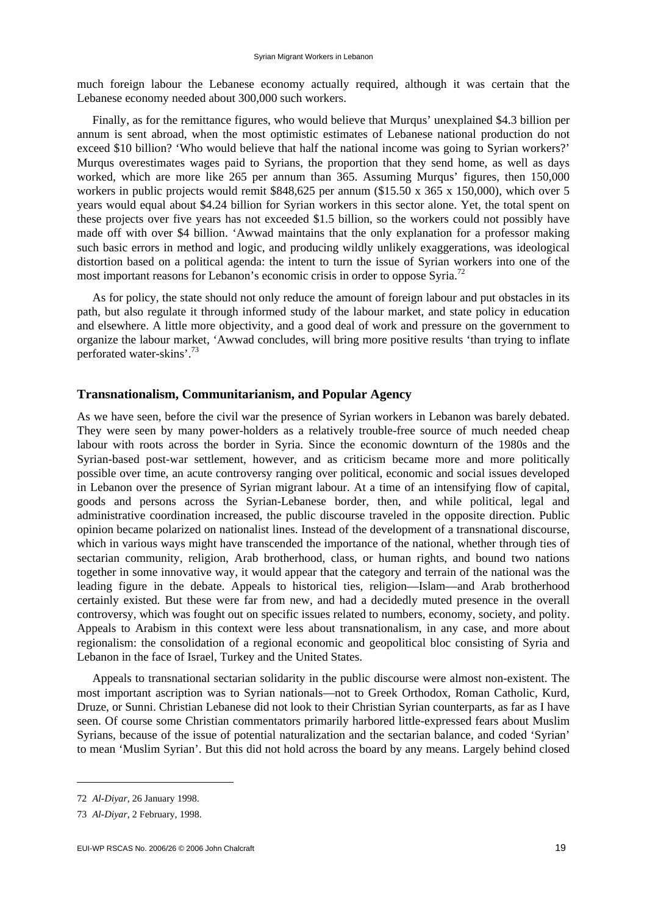much foreign labour the Lebanese economy actually required, although it was certain that the Lebanese economy needed about 300,000 such workers.

Finally, as for the remittance figures, who would believe that Murqus' unexplained $4.3 billion per annum is sent abroad, when the most optimistic estimates of Lebanese national production do not exceed $10 billion? 'Who would believe that half the national income was going to Syrian workers?' Murqus overestimates wages paid to Syrians, the proportion that they send home, as well as days worked, which are more like 265 per annum than 365. Assuming Murqus' figures, then 150,000 workers in public projects would remit $848,625 per annum ($15.50 x 365 x 150,000), which over 5 years would equal about $4.24 billion for Syrian workers in this sector alone. Yet, the total spent on these projects over five years has not exceeded $1.5 billion, so the workers could not possibly have made off with over $4 billion. 'Awwad maintains that the only explanation for a professor making such basic errors in method and logic, and producing wildly unlikely exaggerations, was ideological distortion based on a political agenda: the intent to turn the issue of Syrian workers into one of the most important reasons for Lebanon's economic crisis in order to oppose Syria.[72]

As for policy, the state should not only reduce the amount of foreign labour and put obstacles in its path, but also regulate it through informed study of the labour market, and state policy in education and elsewhere. A little more objectivity, and a good deal of work and pressure on the government to organize the labour market, 'Awwad concludes, will bring more positive results 'than trying to inflate perforated water-skins'.[73]

## Transnationalism, Communitarianism, and Popular Agency

As we have seen, before the civil war the presence of Syrian workers in Lebanon was barely debated. They were seen by many power-holders as a relatively trouble-free source of much needed cheap labour with roots across the border in Syria. Since the economic downturn of the 1980s and the Syrian-based post-war settlement, however, and as criticism became more and more politically possible over time, an acute controversy ranging over political, economic and social issues developed in Lebanon over the presence of Syrian migrant labour. At a time of an intensifying flow of capital, goods and persons across the Syrian-Lebanese border, then, and while political, legal and administrative coordination increased, the public discourse traveled in the opposite direction. Public opinion became polarized on nationalist lines. Instead of the development of a transnational discourse, which in various ways might have transcended the importance of the national, whether through ties of sectarian community, religion, Arab brotherhood, class, or human rights, and bound two nations together in some innovative way, it would appear that the category and terrain of the national was the leading figure in the debate. Appeals to historical ties, religion—Islam—and Arab brotherhood certainly existed. But these were far from new, and had a decidedly muted presence in the overall controversy, which was fought out on specific issues related to numbers, economy, society, and polity. Appeals to Arabism in this context were less about transnationalism, in any case, and more about regionalism: the consolidation of a regional economic and geopolitical bloc consisting of Syria and Lebanon in the face of Israel, Turkey and the United States.

Appeals to transnational sectarian solidarity in the public discourse were almost non-existent. The most important ascription was to Syrian nationals—not to Greek Orthodox, Roman Catholic, Kurd, Druze, or Sunni. Christian Lebanese did not look to their Christian Syrian counterparts, as far as I have seen. Of course some Christian commentators primarily harbored little-expressed fears about Muslim Syrians, because of the issue of potential naturalization and the sectarian balance, and coded 'Syrian' to mean 'Muslim Syrian'. But this did not hold across the board by any means. Largely behind closed

---

72 *Al-Diyar*, 26 January 1998.

73 *Al-Diyar*, 2 February, 1998.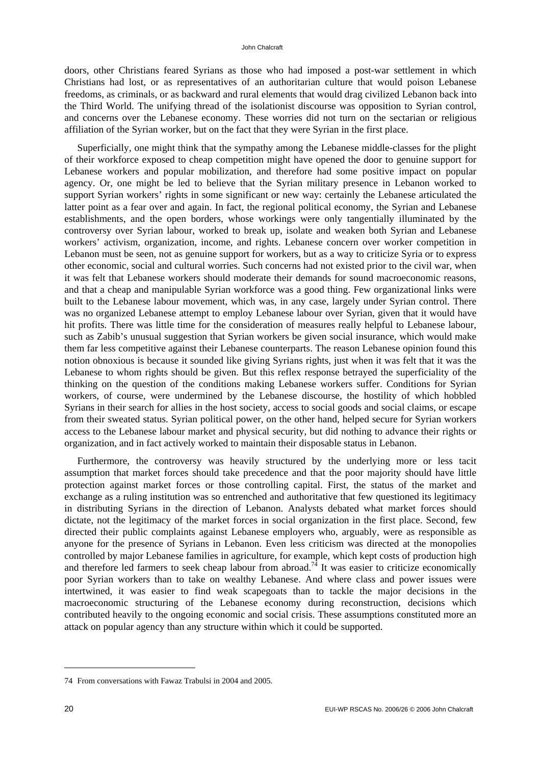doors, other Christians feared Syrians as those who had imposed a post-war settlement in which Christians had lost, or as representatives of an authoritarian culture that would poison Lebanese freedoms, as criminals, or as backward and rural elements that would drag civilized Lebanon back into the Third World. The unifying thread of the isolationist discourse was opposition to Syrian control, and concerns over the Lebanese economy. These worries did not turn on the sectarian or religious affiliation of the Syrian worker, but on the fact that they were Syrian in the first place.

Superficially, one might think that the sympathy among the Lebanese middle-classes for the plight of their workforce exposed to cheap competition might have opened the door to genuine support for Lebanese workers and popular mobilization, and therefore had some positive impact on popular agency. Or, one might be led to believe that the Syrian military presence in Lebanon worked to support Syrian workers' rights in some significant or new way: certainly the Lebanese articulated the latter point as a fear over and again. In fact, the regional political economy, the Syrian and Lebanese establishments, and the open borders, whose workings were only tangentially illuminated by the controversy over Syrian labour, worked to break up, isolate and weaken both Syrian and Lebanese workers' activism, organization, income, and rights. Lebanese concern over worker competition in Lebanon must be seen, not as genuine support for workers, but as a way to criticize Syria or to express other economic, social and cultural worries. Such concerns had not existed prior to the civil war, when it was felt that Lebanese workers should moderate their demands for sound macroeconomic reasons, and that a cheap and manipulable Syrian workforce was a good thing. Few organizational links were built to the Lebanese labour movement, which was, in any case, largely under Syrian control. There was no organized Lebanese attempt to employ Lebanese labour over Syrian, given that it would have hit profits. There was little time for the consideration of measures really helpful to Lebanese labour, such as Zabib's unusual suggestion that Syrian workers be given social insurance, which would make them far less competitive against their Lebanese counterparts. The reason Lebanese opinion found this notion obnoxious is because it sounded like giving Syrians rights, just when it was felt that it was the Lebanese to whom rights should be given. But this reflex response betrayed the superficiality of the thinking on the question of the conditions making Lebanese workers suffer. Conditions for Syrian workers, of course, were undermined by the Lebanese discourse, the hostility of which hobbled Syrians in their search for allies in the host society, access to social goods and social claims, or escape from their sweated status. Syrian political power, on the other hand, helped secure for Syrian workers access to the Lebanese labour market and physical security, but did nothing to advance their rights or organization, and in fact actively worked to maintain their disposable status in Lebanon.

Furthermore, the controversy was heavily structured by the underlying more or less tacit assumption that market forces should take precedence and that the poor majority should have little protection against market forces or those controlling capital. First, the status of the market and exchange as a ruling institution was so entrenched and authoritative that few questioned its legitimacy in distributing Syrians in the direction of Lebanon. Analysts debated what market forces should dictate, not the legitimacy of the market forces in social organization in the first place. Second, few directed their public complaints against Lebanese employers who, arguably, were as responsible as anyone for the presence of Syrians in Lebanon. Even less criticism was directed at the monopolies controlled by major Lebanese families in agriculture, for example, which kept costs of production high and therefore led farmers to seek cheap labour from abroad.[74] It was easier to criticize economically poor Syrian workers than to take on wealthy Lebanese. And where class and power issues were intertwined, it was easier to find weak scapegoats than to tackle the major decisions in the macroeconomic structuring of the Lebanese economy during reconstruction, decisions which contributed heavily to the ongoing economic and social crisis. These assumptions constituted more an attack on popular agency than any structure within which it could be supported.

---

74 From conversations with Fawaz Trabulsi in 2004 and 2005.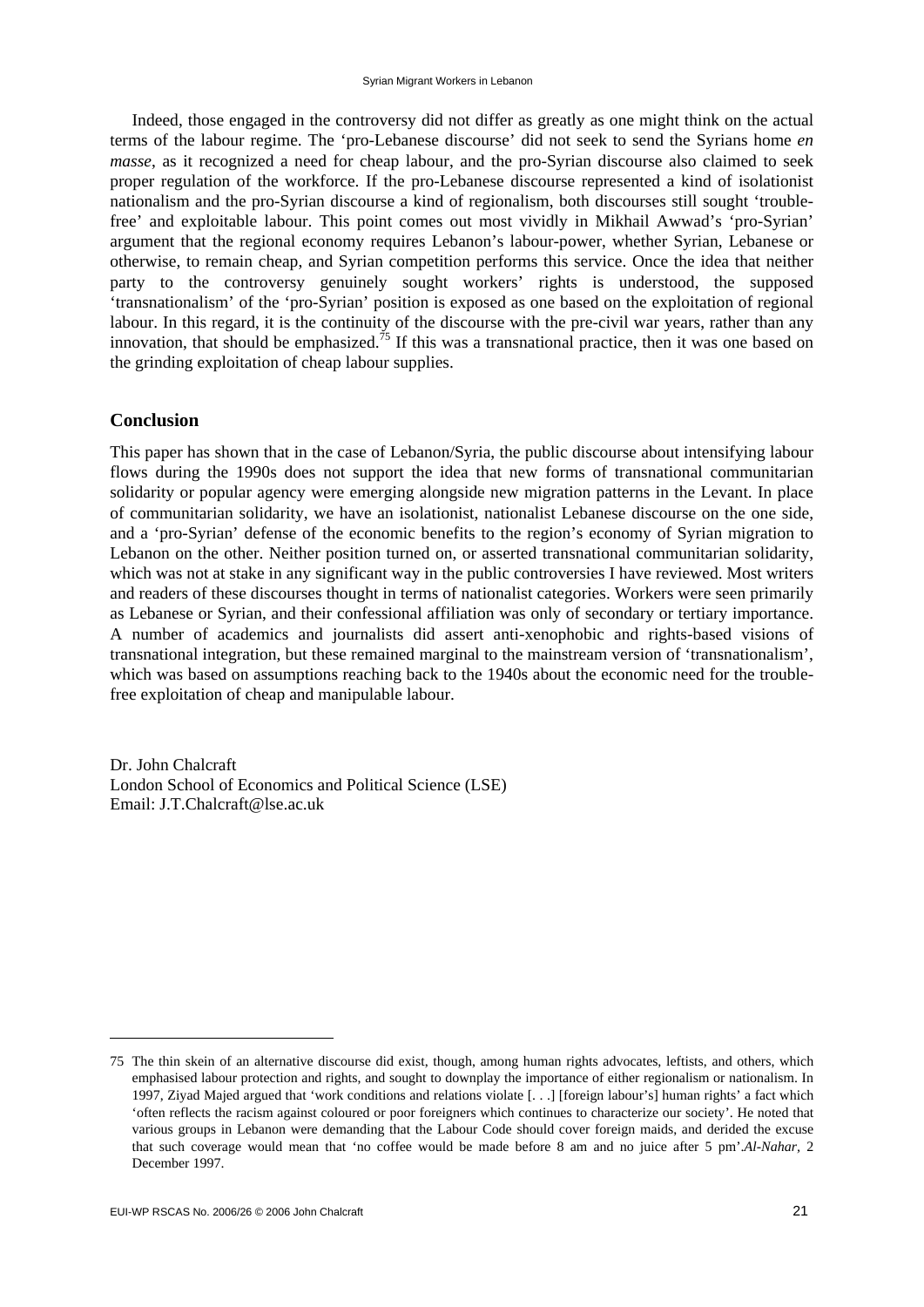Indeed, those engaged in the controversy did not differ as greatly as one might think on the actual terms of the labour regime. The 'pro-Lebanese discourse' did not seek to send the Syrians home *en masse*, as it recognized a need for cheap labour, and the pro-Syrian discourse also claimed to seek proper regulation of the workforce. If the pro-Lebanese discourse represented a kind of isolationist nationalism and the pro-Syrian discourse a kind of regionalism, both discourses still sought 'trouble-free' and exploitable labour. This point comes out most vividly in Mikhail Awwad's 'pro-Syrian' argument that the regional economy requires Lebanon's labour-power, whether Syrian, Lebanese or otherwise, to remain cheap, and Syrian competition performs this service. Once the idea that neither party to the controversy genuinely sought workers' rights is understood, the supposed 'transnationalism' of the 'pro-Syrian' position is exposed as one based on the exploitation of regional labour. In this regard, it is the continuity of the discourse with the pre-civil war years, rather than any innovation, that should be emphasized.[75] If this was a transnational practice, then it was one based on the grinding exploitation of cheap labour supplies.

## Conclusion

This paper has shown that in the case of Lebanon/Syria, the public discourse about intensifying labour flows during the 1990s does not support the idea that new forms of transnational communitarian solidarity or popular agency were emerging alongside new migration patterns in the Levant. In place of communitarian solidarity, we have an isolationist, nationalist Lebanese discourse on the one side, and a 'pro-Syrian' defense of the economic benefits to the region's economy of Syrian migration to Lebanon on the other. Neither position turned on, or asserted transnational communitarian solidarity, which was not at stake in any significant way in the public controversies I have reviewed. Most writers and readers of these discourses thought in terms of nationalist categories. Workers were seen primarily as Lebanese or Syrian, and their confessional affiliation was only of secondary or tertiary importance. A number of academics and journalists did assert anti-xenophobic and rights-based visions of transnational integration, but these remained marginal to the mainstream version of 'transnationalism', which was based on assumptions reaching back to the 1940s about the economic need for the trouble-free exploitation of cheap and manipulable labour.

Dr. John Chalcraft
London School of Economics and Political Science (LSE)
Email: J.T.Chalcraft@lse.ac.uk

---

75 The thin skein of an alternative discourse did exist, though, among human rights advocates, leftists, and others, which emphasised labour protection and rights, and sought to downplay the importance of either regionalism or nationalism. In 1997, Ziyad Majed argued that 'work conditions and relations violate [. . .] [foreign labour's] human rights' a fact which 'often reflects the racism against coloured or poor foreigners which continues to characterize our society'. He noted that various groups in Lebanon were demanding that the Labour Code should cover foreign maids, and derided the excuse that such coverage would mean that 'no coffee would be made before 8 am and no juice after 5 pm'.*Al-Nahar*, 2 December 1997.